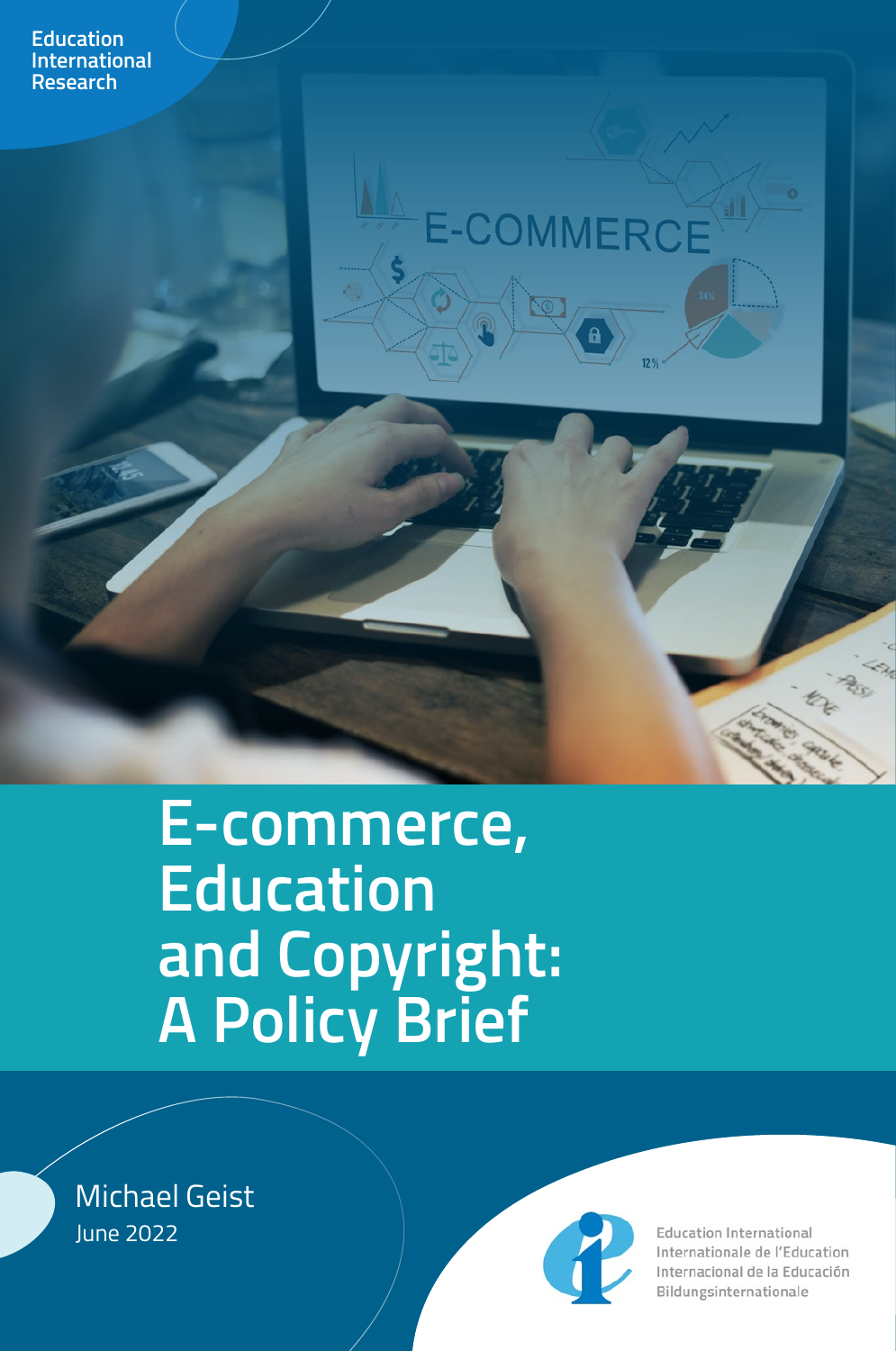Education International Research

# E-commerce, Education and Copyright: A Policy Brief

Michael Geist

June 2022

Education International
Internationale de l'Education
Internacional de la Educación
Bildungsinternationale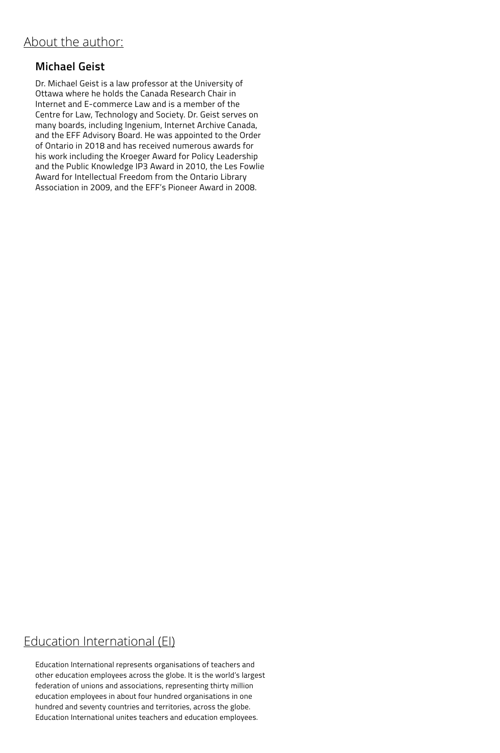## About the author:

### Michael Geist

Dr. Michael Geist is a law professor at the University of Ottawa where he holds the Canada Research Chair in Internet and E-commerce Law and is a member of the Centre for Law, Technology and Society. Dr. Geist serves on many boards, including Ingenium, Internet Archive Canada, and the EFF Advisory Board. He was appointed to the Order of Ontario in 2018 and has received numerous awards for his work including the Kroeger Award for Policy Leadership and the Public Knowledge IP3 Award in 2010, the Les Fowlie Award for Intellectual Freedom from the Ontario Library Association in 2009, and the EFF's Pioneer Award in 2008.

## Education International (EI)

Education International represents organisations of teachers and other education employees across the globe. It is the world's largest federation of unions and associations, representing thirty million education employees in about four hundred organisations in one hundred and seventy countries and territories, across the globe. Education International unites teachers and education employees.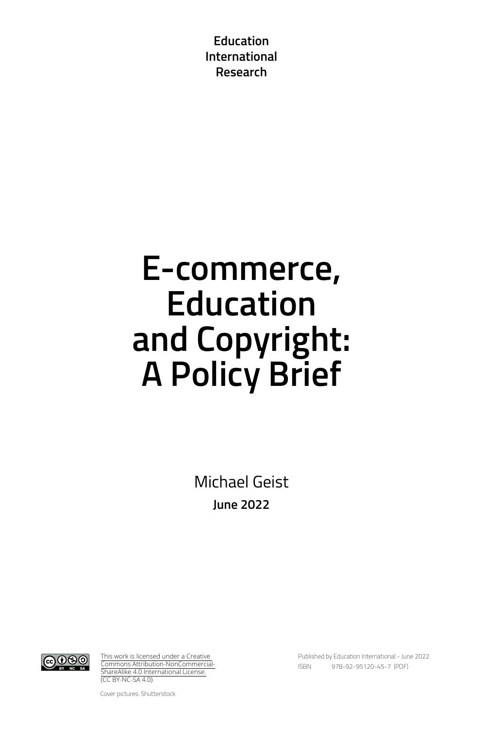Education International Research

# E-commerce, Education and Copyright: A Policy Brief

Michael Geist

**June 2022**

This work is licensed under a Creative Commons Attribution-NonCommercial-ShareAlike 4.0 International License. (CC BY-NC-SA 4.0)

Cover pictures: Shutterstock

Published by Education International - June 2022

ISBN 978-92-95120-45-7 (PDF)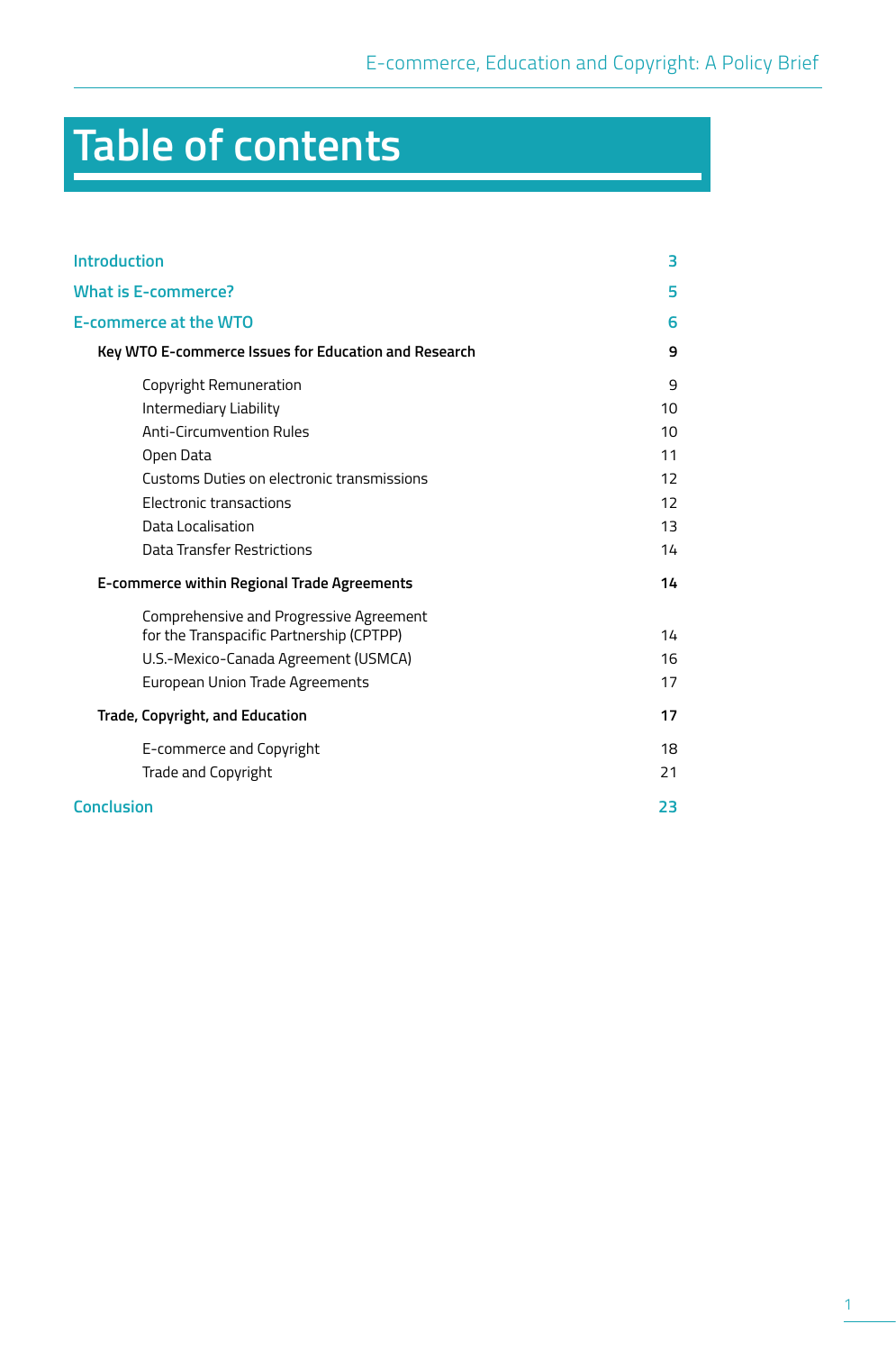# Table of contents

| | |
|---|---|
| **Introduction** | **3** |
| **What is E-commerce?** | **5** |
| **E-commerce at the WTO** | **6** |
| **Key WTO E-commerce Issues for Education and Research** | **9** |
| Copyright Remuneration | 9 |
| Intermediary Liability | 10 |
| Anti-Circumvention Rules | 10 |
| Open Data | 11 |
| Customs Duties on electronic transmissions | 12 |
| Electronic transactions | 12 |
| Data Localisation | 13 |
| Data Transfer Restrictions | 14 |
| **E-commerce within Regional Trade Agreements** | **14** |
| Comprehensive and Progressive Agreement for the Transpacific Partnership (CPTPP) | 14 |
| U.S.-Mexico-Canada Agreement (USMCA) | 16 |
| European Union Trade Agreements | 17 |
| **Trade, Copyright, and Education** | **17** |
| E-commerce and Copyright | 18 |
| Trade and Copyright | 21 |
| **Conclusion** | **23** |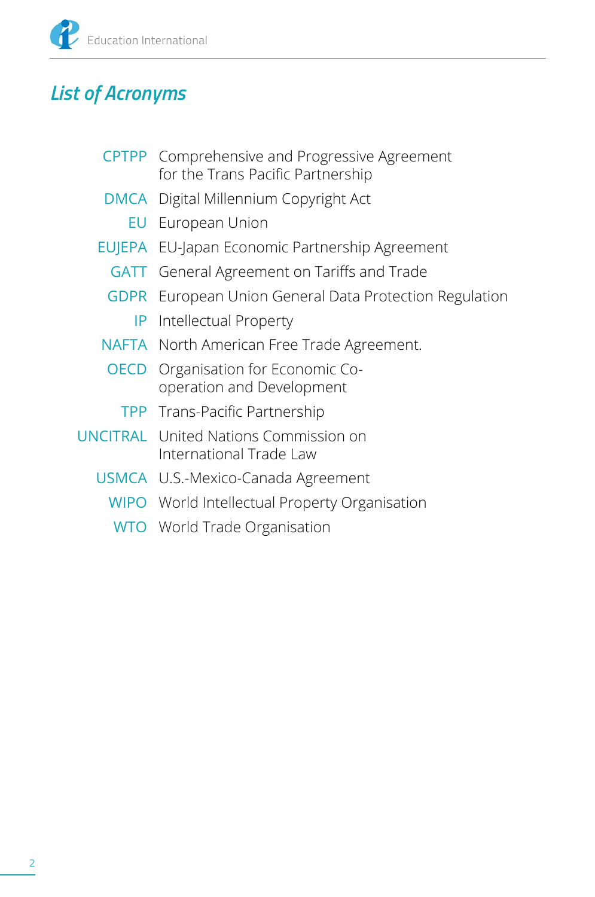## *List of Acronyms*

| | |
|---|---|
| CPTPP | Comprehensive and Progressive Agreement for the Trans Pacific Partnership |
| DMCA | Digital Millennium Copyright Act |
| EU | European Union |
| EUJEPA | EU-Japan Economic Partnership Agreement |
| GATT | General Agreement on Tariffs and Trade |
| GDPR | European Union General Data Protection Regulation |
| IP | Intellectual Property |
| NAFTA | North American Free Trade Agreement. |
| OECD | Organisation for Economic Co-operation and Development |
| TPP | Trans-Pacific Partnership |
| UNCITRAL | United Nations Commission on International Trade Law |
| USMCA | U.S.-Mexico-Canada Agreement |
| WIPO | World Intellectual Property Organisation |
| WTO | World Trade Organisation |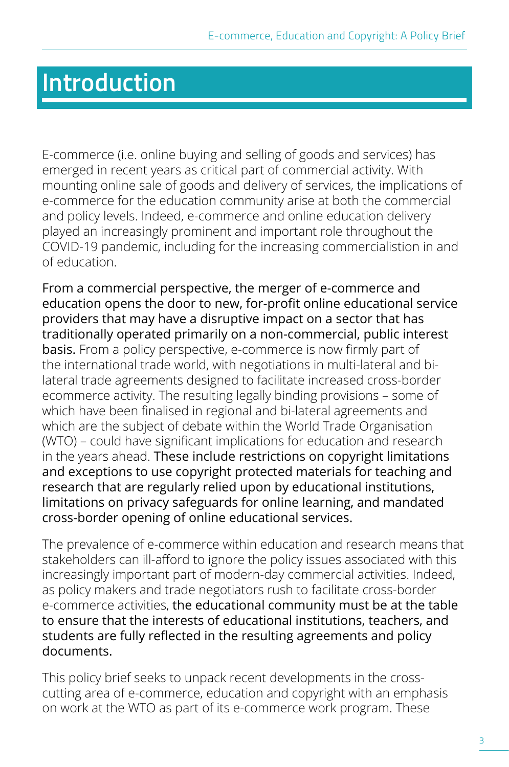# Introduction

E-commerce (i.e. online buying and selling of goods and services) has emerged in recent years as critical part of commercial activity. With mounting online sale of goods and delivery of services, the implications of e-commerce for the education community arise at both the commercial and policy levels. Indeed, e-commerce and online education delivery played an increasingly prominent and important role throughout the COVID-19 pandemic, including for the increasing commercialistion in and of education.

From a commercial perspective, the merger of e-commerce and education opens the door to new, for-profit online educational service providers that may have a disruptive impact on a sector that has traditionally operated primarily on a non-commercial, public interest basis. From a policy perspective, e-commerce is now firmly part of the international trade world, with negotiations in multi-lateral and bi-lateral trade agreements designed to facilitate increased cross-border ecommerce activity. The resulting legally binding provisions – some of which have been finalised in regional and bi-lateral agreements and which are the subject of debate within the World Trade Organisation (WTO) – could have significant implications for education and research in the years ahead. These include restrictions on copyright limitations and exceptions to use copyright protected materials for teaching and research that are regularly relied upon by educational institutions, limitations on privacy safeguards for online learning, and mandated cross-border opening of online educational services.

The prevalence of e-commerce within education and research means that stakeholders can ill-afford to ignore the policy issues associated with this increasingly important part of modern-day commercial activities. Indeed, as policy makers and trade negotiators rush to facilitate cross-border e-commerce activities, the educational community must be at the table to ensure that the interests of educational institutions, teachers, and students are fully reflected in the resulting agreements and policy documents.

This policy brief seeks to unpack recent developments in the cross-cutting area of e-commerce, education and copyright with an emphasis on work at the WTO as part of its e-commerce work program. These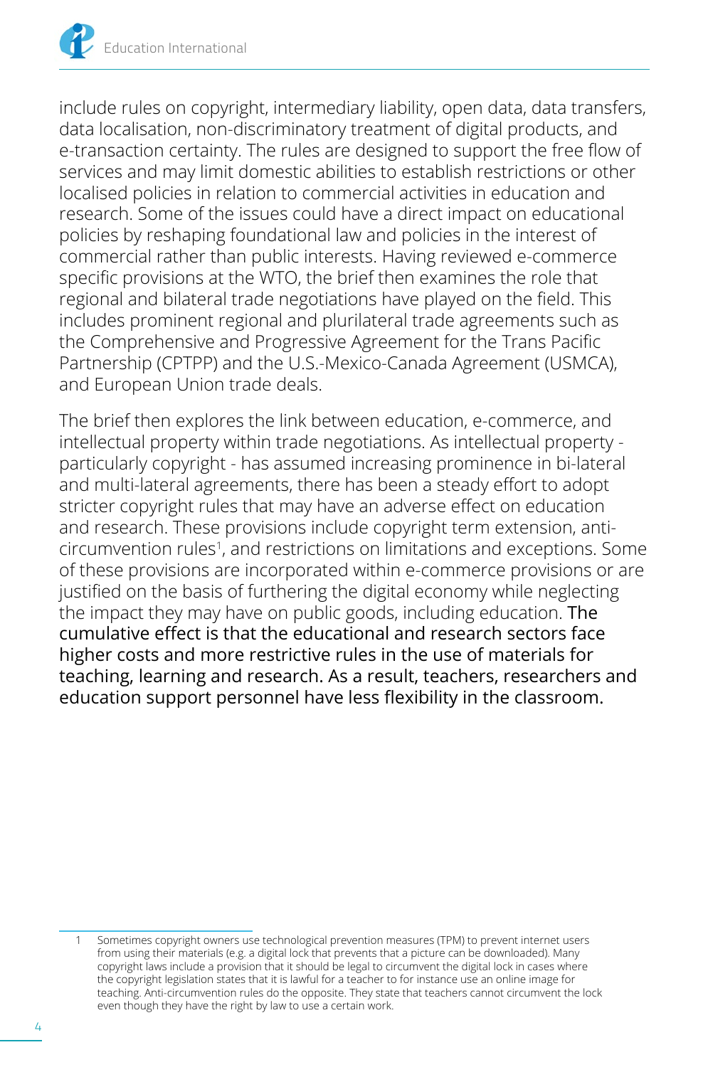include rules on copyright, intermediary liability, open data, data transfers, data localisation, non-discriminatory treatment of digital products, and e-transaction certainty. The rules are designed to support the free flow of services and may limit domestic abilities to establish restrictions or other localised policies in relation to commercial activities in education and research. Some of the issues could have a direct impact on educational policies by reshaping foundational law and policies in the interest of commercial rather than public interests. Having reviewed e-commerce specific provisions at the WTO, the brief then examines the role that regional and bilateral trade negotiations have played on the field. This includes prominent regional and plurilateral trade agreements such as the Comprehensive and Progressive Agreement for the Trans Pacific Partnership (CPTPP) and the U.S.-Mexico-Canada Agreement (USMCA), and European Union trade deals.

The brief then explores the link between education, e-commerce, and intellectual property within trade negotiations. As intellectual property - particularly copyright - has assumed increasing prominence in bi-lateral and multi-lateral agreements, there has been a steady effort to adopt stricter copyright rules that may have an adverse effect on education and research. These provisions include copyright term extension, anti-circumvention rules[1], and restrictions on limitations and exceptions. Some of these provisions are incorporated within e-commerce provisions or are justified on the basis of furthering the digital economy while neglecting the impact they may have on public goods, including education. **The cumulative effect is that the educational and research sectors face higher costs and more restrictive rules in the use of materials for teaching, learning and research. As a result, teachers, researchers and education support personnel have less flexibility in the classroom.**

[1] Sometimes copyright owners use technological prevention measures (TPM) to prevent internet users from using their materials (e.g. a digital lock that prevents that a picture can be downloaded). Many copyright laws include a provision that it should be legal to circumvent the digital lock in cases where the copyright legislation states that it is lawful for a teacher to for instance use an online image for teaching. Anti-circumvention rules do the opposite. They state that teachers cannot circumvent the lock even though they have the right by law to use a certain work.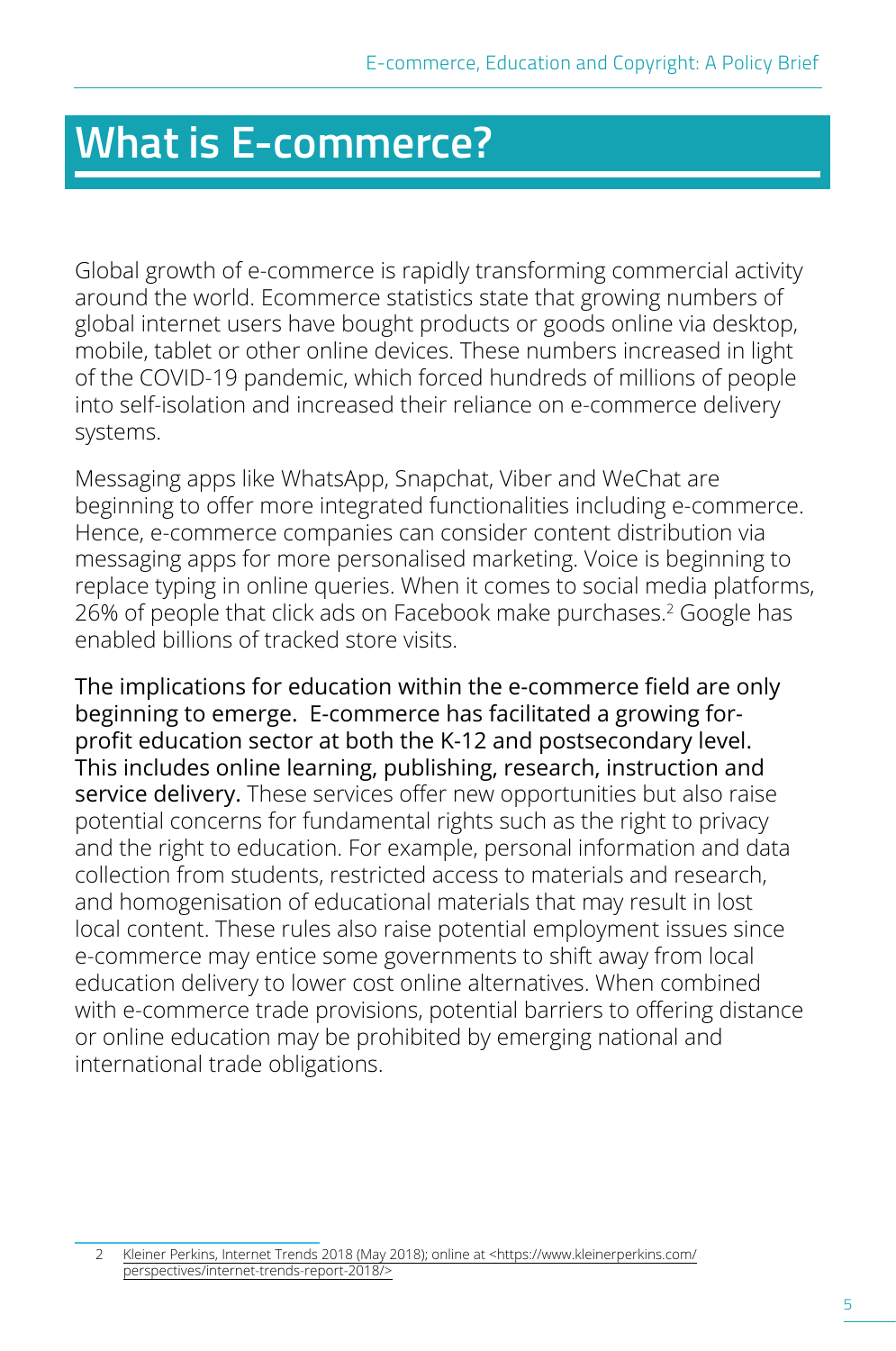# What is E-commerce?

Global growth of e-commerce is rapidly transforming commercial activity around the world. Ecommerce statistics state that growing numbers of global internet users have bought products or goods online via desktop, mobile, tablet or other online devices. These numbers increased in light of the COVID-19 pandemic, which forced hundreds of millions of people into self-isolation and increased their reliance on e-commerce delivery systems.

Messaging apps like WhatsApp, Snapchat, Viber and WeChat are beginning to offer more integrated functionalities including e-commerce. Hence, e-commerce companies can consider content distribution via messaging apps for more personalised marketing. Voice is beginning to replace typing in online queries. When it comes to social media platforms, 26% of people that click ads on Facebook make purchases.[2] Google has enabled billions of tracked store visits.

**The implications for education within the e-commerce field are only beginning to emerge. E-commerce has facilitated a growing for-profit education sector at both the K-12 and postsecondary level. This includes online learning, publishing, research, instruction and service delivery.** These services offer new opportunities but also raise potential concerns for fundamental rights such as the right to privacy and the right to education. For example, personal information and data collection from students, restricted access to materials and research, and homogenisation of educational materials that may result in lost local content. These rules also raise potential employment issues since e-commerce may entice some governments to shift away from local education delivery to lower cost online alternatives. When combined with e-commerce trade provisions, potential barriers to offering distance or online education may be prohibited by emerging national and international trade obligations.

2 Kleiner Perkins, Internet Trends 2018 (May 2018); online at <https://www.kleinerperkins.com/perspectives/internet-trends-report-2018/>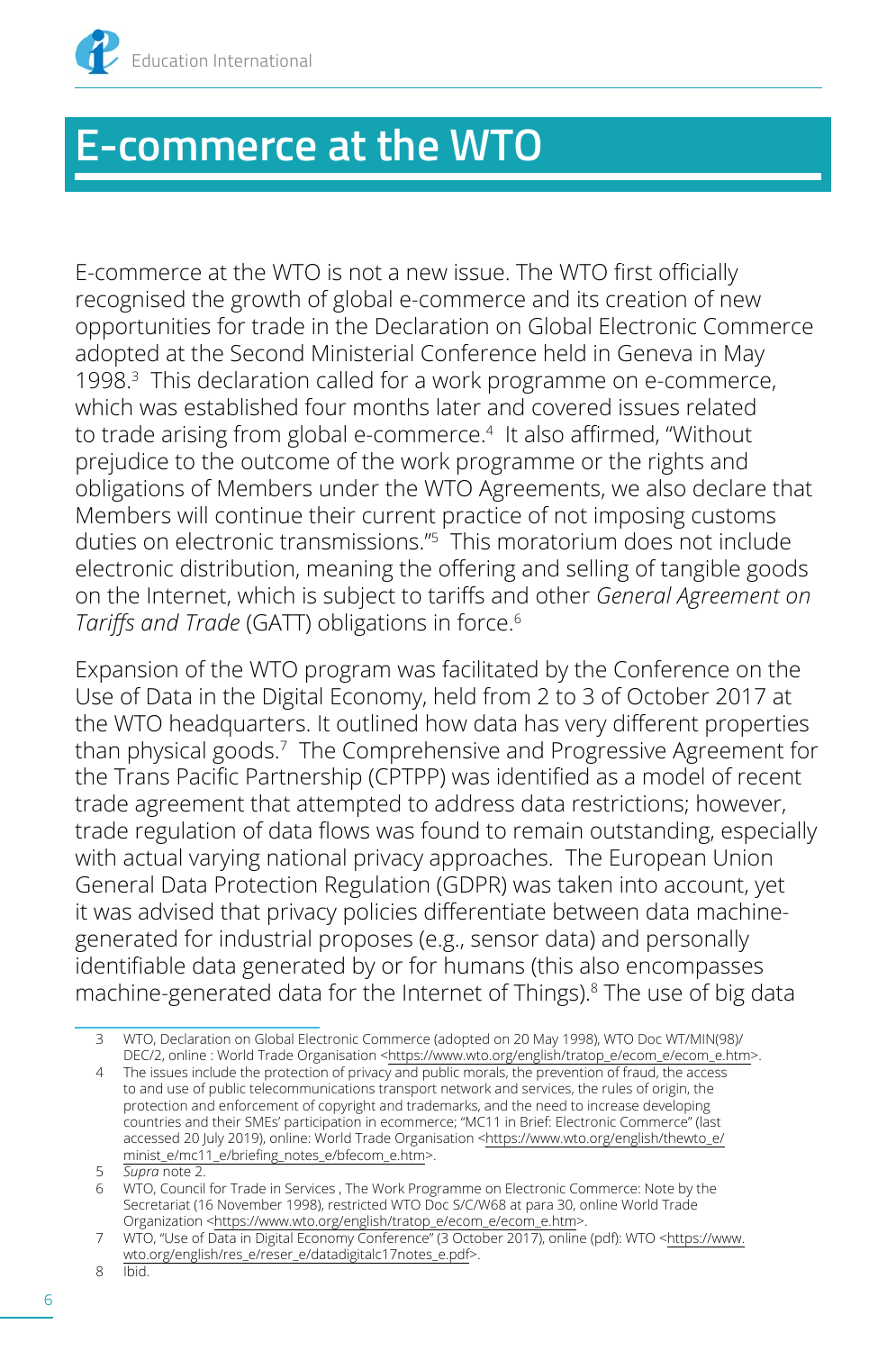# E-commerce at the WTO

E-commerce at the WTO is not a new issue. The WTO first officially recognised the growth of global e-commerce and its creation of new opportunities for trade in the Declaration on Global Electronic Commerce adopted at the Second Ministerial Conference held in Geneva in May 1998.[3] This declaration called for a work programme on e-commerce, which was established four months later and covered issues related to trade arising from global e-commerce.[4] It also affirmed, "Without prejudice to the outcome of the work programme or the rights and obligations of Members under the WTO Agreements, we also declare that Members will continue their current practice of not imposing customs duties on electronic transmissions."[5] This moratorium does not include electronic distribution, meaning the offering and selling of tangible goods on the Internet, which is subject to tariffs and other *General Agreement on Tariffs and Trade* (GATT) obligations in force.[6]

Expansion of the WTO program was facilitated by the Conference on the Use of Data in the Digital Economy, held from 2 to 3 of October 2017 at the WTO headquarters. It outlined how data has very different properties than physical goods.[7] The Comprehensive and Progressive Agreement for the Trans Pacific Partnership (CPTPP) was identified as a model of recent trade agreement that attempted to address data restrictions; however, trade regulation of data flows was found to remain outstanding, especially with actual varying national privacy approaches. The European Union General Data Protection Regulation (GDPR) was taken into account, yet it was advised that privacy policies differentiate between data machine-generated for industrial proposes (e.g., sensor data) and personally identifiable data generated by or for humans (this also encompasses machine-generated data for the Internet of Things).[8] The use of big data

3 WTO, Declaration on Global Electronic Commerce (adopted on 20 May 1998), WTO Doc WT/MIN(98)/DEC/2, online : World Trade Organisation <https://www.wto.org/english/tratop_e/ecom_e/ecom_e.htm>.

4 The issues include the protection of privacy and public morals, the prevention of fraud, the access to and use of public telecommunications transport network and services, the rules of origin, the protection and enforcement of copyright and trademarks, and the need to increase developing countries and their SMEs' participation in ecommerce; "MC11 in Brief: Electronic Commerce" (last accessed 20 July 2019), online: World Trade Organisation <https://www.wto.org/english/thewto_e/minist_e/mc11_e/briefing_notes_e/bfecom_e.htm>.

5 *Supra* note 2.

6 WTO, Council for Trade in Services , The Work Programme on Electronic Commerce: Note by the Secretariat (16 November 1998), restricted WTO Doc S/C/W68 at para 30, online World Trade Organization <https://www.wto.org/english/tratop_e/ecom_e/ecom_e.htm>.

7 WTO, "Use of Data in Digital Economy Conference" (3 October 2017), online (pdf): WTO <https://www.wto.org/english/res_e/reser_e/datadigitalc17notes_e.pdf>.

8 Ibid.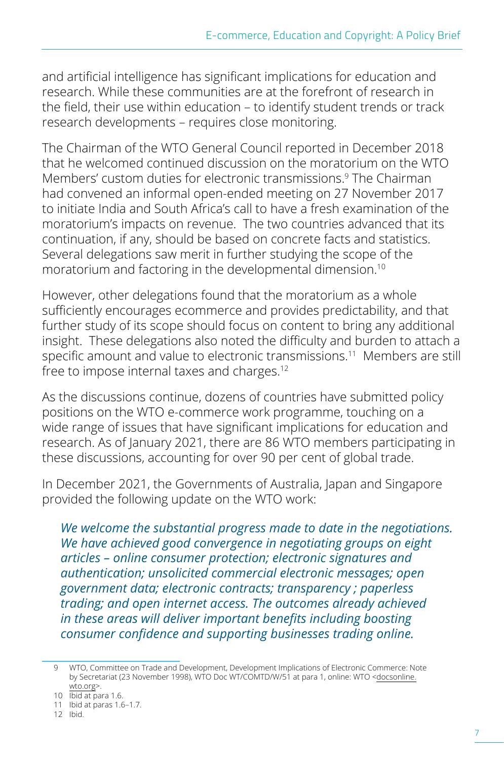and artificial intelligence has significant implications for education and research. While these communities are at the forefront of research in the field, their use within education – to identify student trends or track research developments – requires close monitoring.

The Chairman of the WTO General Council reported in December 2018 that he welcomed continued discussion on the moratorium on the WTO Members' custom duties for electronic transmissions.[9] The Chairman had convened an informal open-ended meeting on 27 November 2017 to initiate India and South Africa's call to have a fresh examination of the moratorium's impacts on revenue. The two countries advanced that its continuation, if any, should be based on concrete facts and statistics. Several delegations saw merit in further studying the scope of the moratorium and factoring in the developmental dimension.[10]

However, other delegations found that the moratorium as a whole sufficiently encourages ecommerce and provides predictability, and that further study of its scope should focus on content to bring any additional insight. These delegations also noted the difficulty and burden to attach a specific amount and value to electronic transmissions.[11] Members are still free to impose internal taxes and charges.[12]

As the discussions continue, dozens of countries have submitted policy positions on the WTO e-commerce work programme, touching on a wide range of issues that have significant implications for education and research. As of January 2021, there are 86 WTO members participating in these discussions, accounting for over 90 per cent of global trade.

In December 2021, the Governments of Australia, Japan and Singapore provided the following update on the WTO work:

> ***We welcome the substantial progress made to date in the negotiations. We have achieved good convergence in negotiating groups on eight articles – online consumer protection; electronic signatures and authentication; unsolicited commercial electronic messages; open government data; electronic contracts; transparency ; paperless trading; and open internet access. The outcomes already achieved in these areas will deliver important benefits including boosting consumer confidence and supporting businesses trading online.***

---

9 WTO, Committee on Trade and Development, Development Implications of Electronic Commerce: Note by Secretariat (23 November 1998), WTO Doc WT/COMTD/W/51 at para 1, online: WTO <docsonline.wto.org>.

10 Ibid at para 1.6.

11 Ibid at paras 1.6–1.7.

12 Ibid.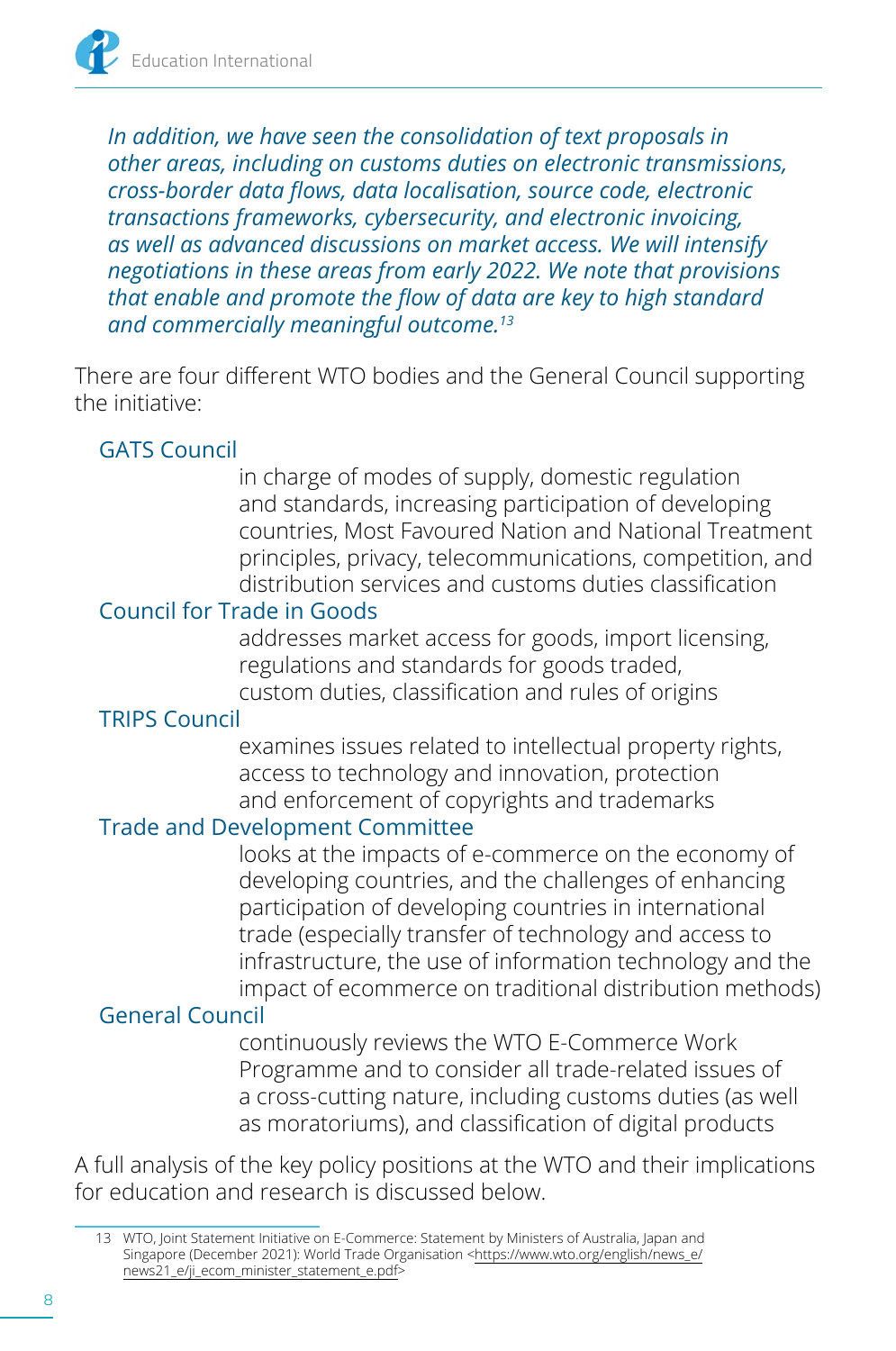*In addition, we have seen the consolidation of text proposals in other areas, including on customs duties on electronic transmissions, cross-border data flows, data localisation, source code, electronic transactions frameworks, cybersecurity, and electronic invoicing, as well as advanced discussions on market access. We will intensify negotiations in these areas from early 2022. We note that provisions that enable and promote the flow of data are key to high standard and commercially meaningful outcome.*[13]

There are four different WTO bodies and the General Council supporting the initiative:

**GATS Council**
: in charge of modes of supply, domestic regulation and standards, increasing participation of developing countries, Most Favoured Nation and National Treatment principles, privacy, telecommunications, competition, and distribution services and customs duties classification

**Council for Trade in Goods**
: addresses market access for goods, import licensing, regulations and standards for goods traded, custom duties, classification and rules of origins

**TRIPS Council**
: examines issues related to intellectual property rights, access to technology and innovation, protection and enforcement of copyrights and trademarks

**Trade and Development Committee**
: looks at the impacts of e-commerce on the economy of developing countries, and the challenges of enhancing participation of developing countries in international trade (especially transfer of technology and access to infrastructure, the use of information technology and the impact of ecommerce on traditional distribution methods)

**General Council**
: continuously reviews the WTO E-Commerce Work Programme and to consider all trade-related issues of a cross-cutting nature, including customs duties (as well as moratoriums), and classification of digital products

A full analysis of the key policy positions at the WTO and their implications for education and research is discussed below.

---

13 WTO, Joint Statement Initiative on E-Commerce: Statement by Ministers of Australia, Japan and Singapore (December 2021): World Trade Organisation <https://www.wto.org/english/news_e/news21_e/ji_ecom_minister_statement_e.pdf>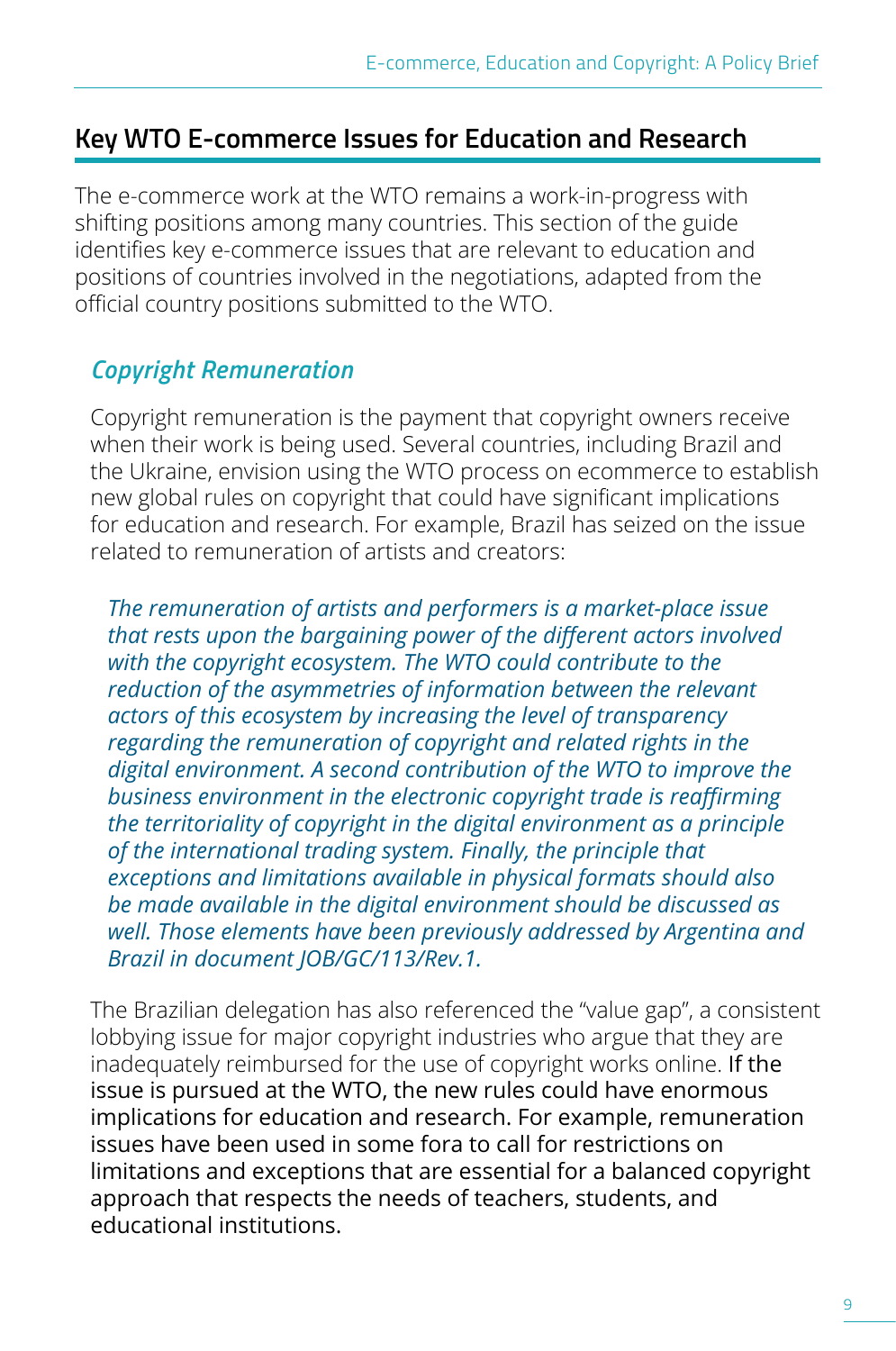## Key WTO E-commerce Issues for Education and Research

The e-commerce work at the WTO remains a work-in-progress with shifting positions among many countries. This section of the guide identifies key e-commerce issues that are relevant to education and positions of countries involved in the negotiations, adapted from the official country positions submitted to the WTO.

### *Copyright Remuneration*

Copyright remuneration is the payment that copyright owners receive when their work is being used. Several countries, including Brazil and the Ukraine, envision using the WTO process on ecommerce to establish new global rules on copyright that could have significant implications for education and research. For example, Brazil has seized on the issue related to remuneration of artists and creators:

> *The remuneration of artists and performers is a market-place issue that rests upon the bargaining power of the different actors involved with the copyright ecosystem. The WTO could contribute to the reduction of the asymmetries of information between the relevant actors of this ecosystem by increasing the level of transparency regarding the remuneration of copyright and related rights in the digital environment. A second contribution of the WTO to improve the business environment in the electronic copyright trade is reaffirming the territoriality of copyright in the digital environment as a principle of the international trading system. Finally, the principle that exceptions and limitations available in physical formats should also be made available in the digital environment should be discussed as well. Those elements have been previously addressed by Argentina and Brazil in document JOB/GC/113/Rev.1.*

The Brazilian delegation has also referenced the "value gap", a consistent lobbying issue for major copyright industries who argue that they are inadequately reimbursed for the use of copyright works online. If the issue is pursued at the WTO, the new rules could have enormous implications for education and research. For example, remuneration issues have been used in some fora to call for restrictions on limitations and exceptions that are essential for a balanced copyright approach that respects the needs of teachers, students, and educational institutions.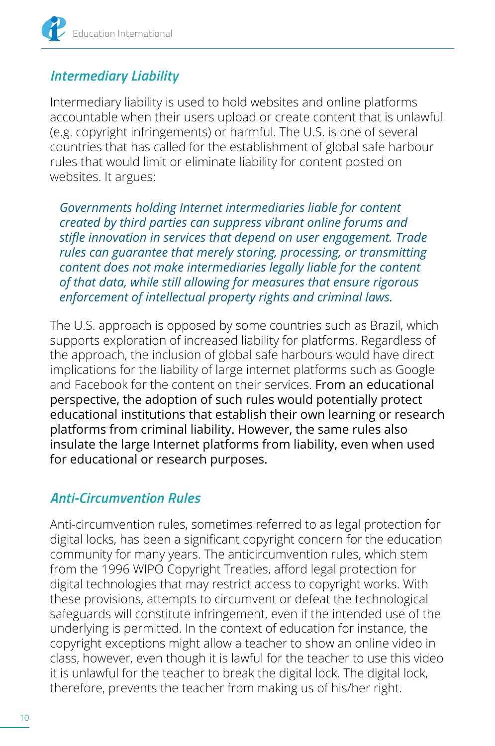## *Intermediary Liability*

Intermediary liability is used to hold websites and online platforms accountable when their users upload or create content that is unlawful (e.g. copyright infringements) or harmful. The U.S. is one of several countries that has called for the establishment of global safe harbour rules that would limit or eliminate liability for content posted on websites. It argues:

> *Governments holding Internet intermediaries liable for content created by third parties can suppress vibrant online forums and stifle innovation in services that depend on user engagement. Trade rules can guarantee that merely storing, processing, or transmitting content does not make intermediaries legally liable for the content of that data, while still allowing for measures that ensure rigorous enforcement of intellectual property rights and criminal laws.*

The U.S. approach is opposed by some countries such as Brazil, which supports exploration of increased liability for platforms. Regardless of the approach, the inclusion of global safe harbours would have direct implications for the liability of large internet platforms such as Google and Facebook for the content on their services. From an educational perspective, the adoption of such rules would potentially protect educational institutions that establish their own learning or research platforms from criminal liability. However, the same rules also insulate the large Internet platforms from liability, even when used for educational or research purposes.

## *Anti-Circumvention Rules*

Anti-circumvention rules, sometimes referred to as legal protection for digital locks, has been a significant copyright concern for the education community for many years. The anticircumvention rules, which stem from the 1996 WIPO Copyright Treaties, afford legal protection for digital technologies that may restrict access to copyright works. With these provisions, attempts to circumvent or defeat the technological safeguards will constitute infringement, even if the intended use of the underlying is permitted. In the context of education for instance, the copyright exceptions might allow a teacher to show an online video in class, however, even though it is lawful for the teacher to use this video it is unlawful for the teacher to break the digital lock. The digital lock, therefore, prevents the teacher from making us of his/her right.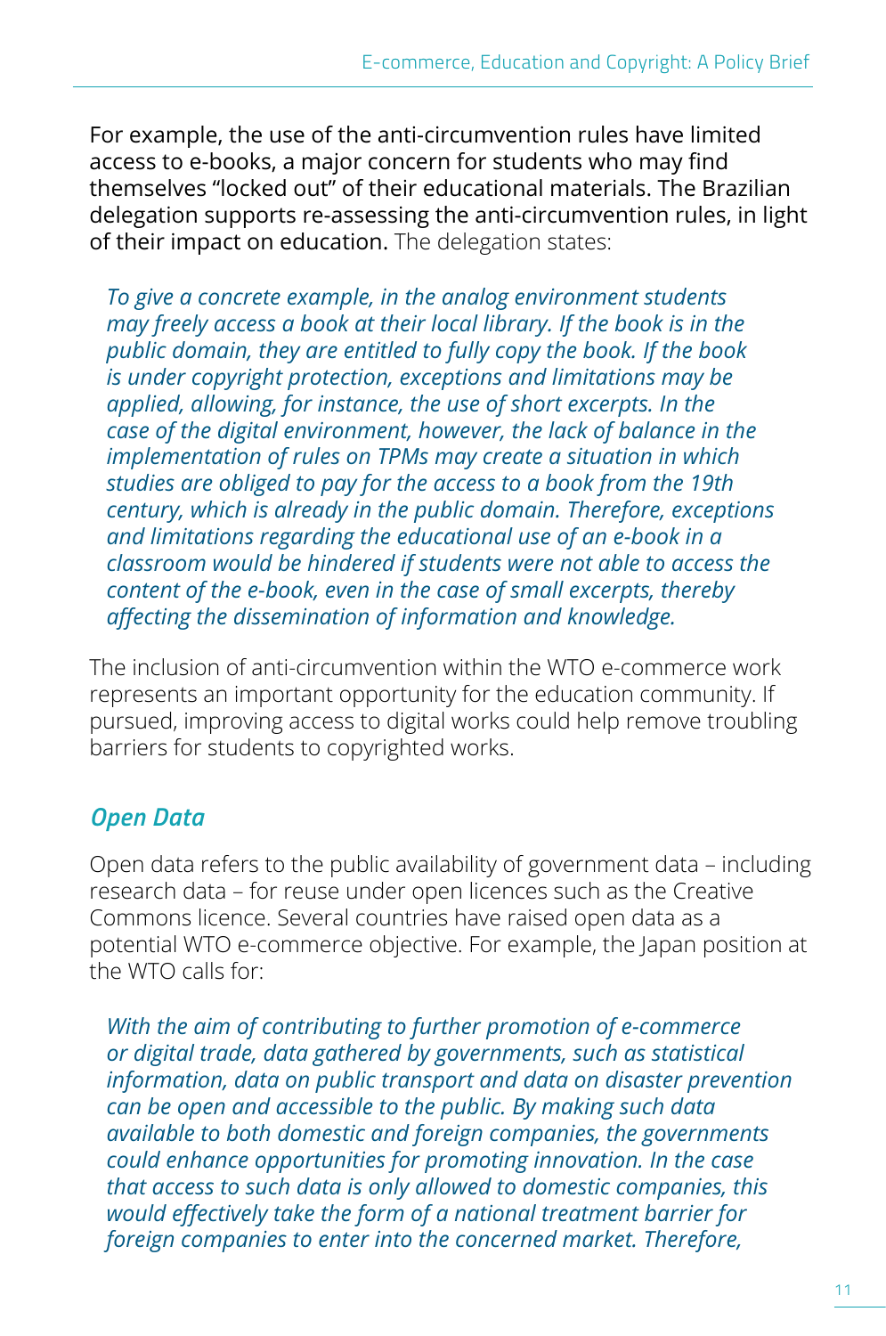For example, the use of the anti-circumvention rules have limited access to e-books, a major concern for students who may find themselves "locked out" of their educational materials. The Brazilian delegation supports re-assessing the anti-circumvention rules, in light of their impact on education. The delegation states:

> *To give a concrete example, in the analog environment students may freely access a book at their local library. If the book is in the public domain, they are entitled to fully copy the book. If the book is under copyright protection, exceptions and limitations may be applied, allowing, for instance, the use of short excerpts. In the case of the digital environment, however, the lack of balance in the implementation of rules on TPMs may create a situation in which studies are obliged to pay for the access to a book from the 19th century, which is already in the public domain. Therefore, exceptions and limitations regarding the educational use of an e-book in a classroom would be hindered if students were not able to access the content of the e-book, even in the case of small excerpts, thereby affecting the dissemination of information and knowledge.*

The inclusion of anti-circumvention within the WTO e-commerce work represents an important opportunity for the education community. If pursued, improving access to digital works could help remove troubling barriers for students to copyrighted works.

### *Open Data*

Open data refers to the public availability of government data – including research data – for reuse under open licences such as the Creative Commons licence. Several countries have raised open data as a potential WTO e-commerce objective. For example, the Japan position at the WTO calls for:

> *With the aim of contributing to further promotion of e-commerce or digital trade, data gathered by governments, such as statistical information, data on public transport and data on disaster prevention can be open and accessible to the public. By making such data available to both domestic and foreign companies, the governments could enhance opportunities for promoting innovation. In the case that access to such data is only allowed to domestic companies, this would effectively take the form of a national treatment barrier for foreign companies to enter into the concerned market. Therefore,*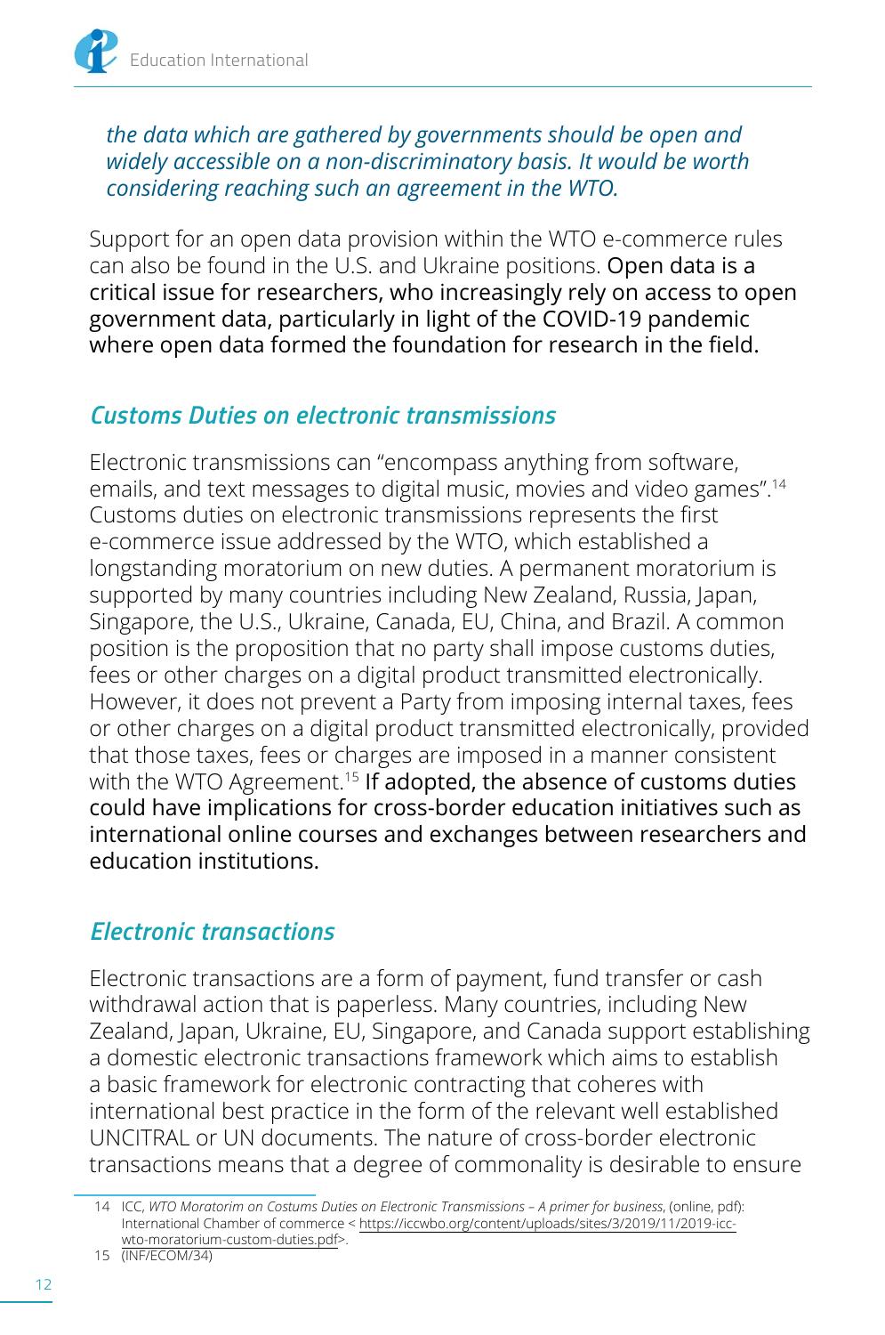*the data which are gathered by governments should be open and widely accessible on a non-discriminatory basis. It would be worth considering reaching such an agreement in the WTO.*

Support for an open data provision within the WTO e-commerce rules can also be found in the U.S. and Ukraine positions. Open data is a critical issue for researchers, who increasingly rely on access to open government data, particularly in light of the COVID-19 pandemic where open data formed the foundation for research in the field.

## *Customs Duties on electronic transmissions*

Electronic transmissions can "encompass anything from software, emails, and text messages to digital music, movies and video games".[14] Customs duties on electronic transmissions represents the first e-commerce issue addressed by the WTO, which established a longstanding moratorium on new duties. A permanent moratorium is supported by many countries including New Zealand, Russia, Japan, Singapore, the U.S., Ukraine, Canada, EU, China, and Brazil. A common position is the proposition that no party shall impose customs duties, fees or other charges on a digital product transmitted electronically. However, it does not prevent a Party from imposing internal taxes, fees or other charges on a digital product transmitted electronically, provided that those taxes, fees or charges are imposed in a manner consistent with the WTO Agreement.[15] If adopted, the absence of customs duties could have implications for cross-border education initiatives such as international online courses and exchanges between researchers and education institutions.

## *Electronic transactions*

Electronic transactions are a form of payment, fund transfer or cash withdrawal action that is paperless. Many countries, including New Zealand, Japan, Ukraine, EU, Singapore, and Canada support establishing a domestic electronic transactions framework which aims to establish a basic framework for electronic contracting that coheres with international best practice in the form of the relevant well established UNCITRAL or UN documents. The nature of cross-border electronic transactions means that a degree of commonality is desirable to ensure

---

14 ICC, *WTO Moratorim on Costums Duties on Electronic Transmissions – A primer for business*, (online, pdf): International Chamber of commerce < https://iccwbo.org/content/uploads/sites/3/2019/11/2019-icc-wto-moratorium-custom-duties.pdf>.

15 (INF/ECOM/34)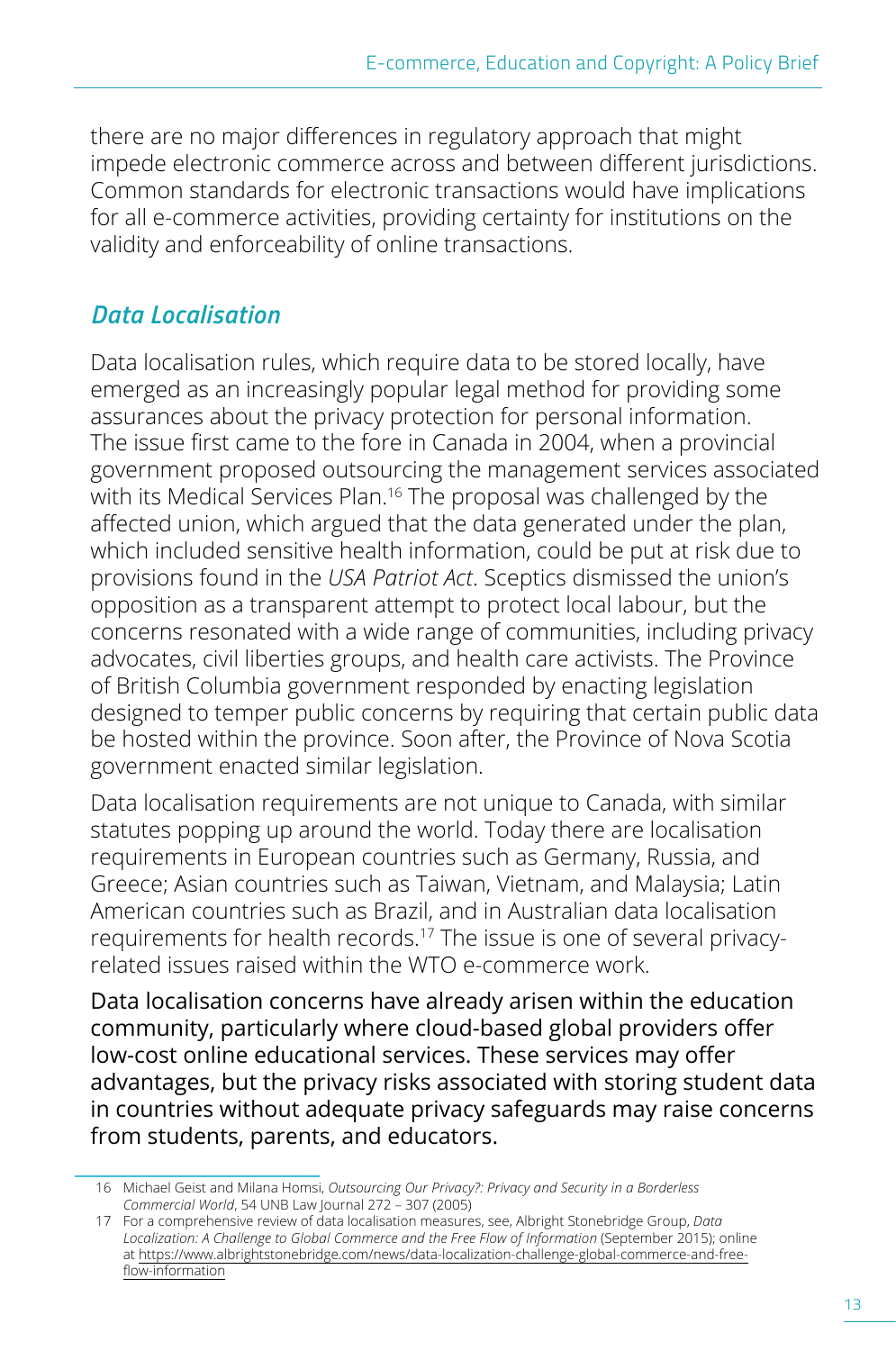there are no major differences in regulatory approach that might impede electronic commerce across and between different jurisdictions. Common standards for electronic transactions would have implications for all e-commerce activities, providing certainty for institutions on the validity and enforceability of online transactions.

## *Data Localisation*

Data localisation rules, which require data to be stored locally, have emerged as an increasingly popular legal method for providing some assurances about the privacy protection for personal information. The issue first came to the fore in Canada in 2004, when a provincial government proposed outsourcing the management services associated with its Medical Services Plan.[16] The proposal was challenged by the affected union, which argued that the data generated under the plan, which included sensitive health information, could be put at risk due to provisions found in the *USA Patriot Act*. Sceptics dismissed the union's opposition as a transparent attempt to protect local labour, but the concerns resonated with a wide range of communities, including privacy advocates, civil liberties groups, and health care activists. The Province of British Columbia government responded by enacting legislation designed to temper public concerns by requiring that certain public data be hosted within the province. Soon after, the Province of Nova Scotia government enacted similar legislation.

Data localisation requirements are not unique to Canada, with similar statutes popping up around the world. Today there are localisation requirements in European countries such as Germany, Russia, and Greece; Asian countries such as Taiwan, Vietnam, and Malaysia; Latin American countries such as Brazil, and in Australian data localisation requirements for health records.[17] The issue is one of several privacy-related issues raised within the WTO e-commerce work.

Data localisation concerns have already arisen within the education community, particularly where cloud-based global providers offer low-cost online educational services. These services may offer advantages, but the privacy risks associated with storing student data in countries without adequate privacy safeguards may raise concerns from students, parents, and educators.

---

16 Michael Geist and Milana Homsi, *Outsourcing Our Privacy?: Privacy and Security in a Borderless Commercial World*, 54 UNB Law Journal 272 – 307 (2005)

17 For a comprehensive review of data localisation measures, see, Albright Stonebridge Group, *Data Localization: A Challenge to Global Commerce and the Free Flow of Information* (September 2015); online at https://www.albrightstonebridge.com/news/data-localization-challenge-global-commerce-and-free-flow-information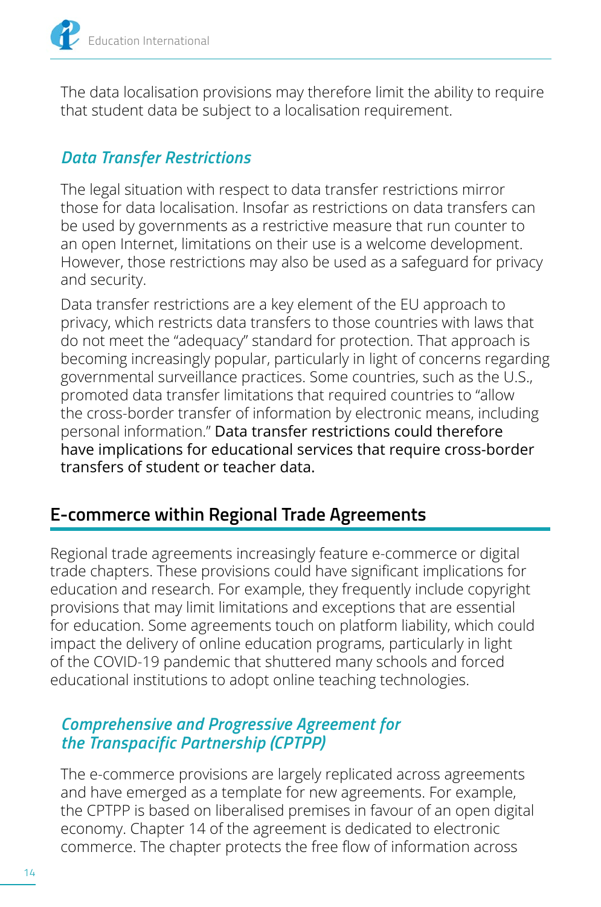The data localisation provisions may therefore limit the ability to require that student data be subject to a localisation requirement.

### *Data Transfer Restrictions*

The legal situation with respect to data transfer restrictions mirror those for data localisation. Insofar as restrictions on data transfers can be used by governments as a restrictive measure that run counter to an open Internet, limitations on their use is a welcome development. However, those restrictions may also be used as a safeguard for privacy and security.

Data transfer restrictions are a key element of the EU approach to privacy, which restricts data transfers to those countries with laws that do not meet the "adequacy" standard for protection. That approach is becoming increasingly popular, particularly in light of concerns regarding governmental surveillance practices. Some countries, such as the U.S., promoted data transfer limitations that required countries to "allow the cross-border transfer of information by electronic means, including personal information." Data transfer restrictions could therefore have implications for educational services that require cross-border transfers of student or teacher data.

## E-commerce within Regional Trade Agreements

Regional trade agreements increasingly feature e-commerce or digital trade chapters. These provisions could have significant implications for education and research. For example, they frequently include copyright provisions that may limit limitations and exceptions that are essential for education. Some agreements touch on platform liability, which could impact the delivery of online education programs, particularly in light of the COVID-19 pandemic that shuttered many schools and forced educational institutions to adopt online teaching technologies.

### *Comprehensive and Progressive Agreement for the Transpacific Partnership (CPTPP)*

The e-commerce provisions are largely replicated across agreements and have emerged as a template for new agreements. For example, the CPTPP is based on liberalised premises in favour of an open digital economy. Chapter 14 of the agreement is dedicated to electronic commerce. The chapter protects the free flow of information across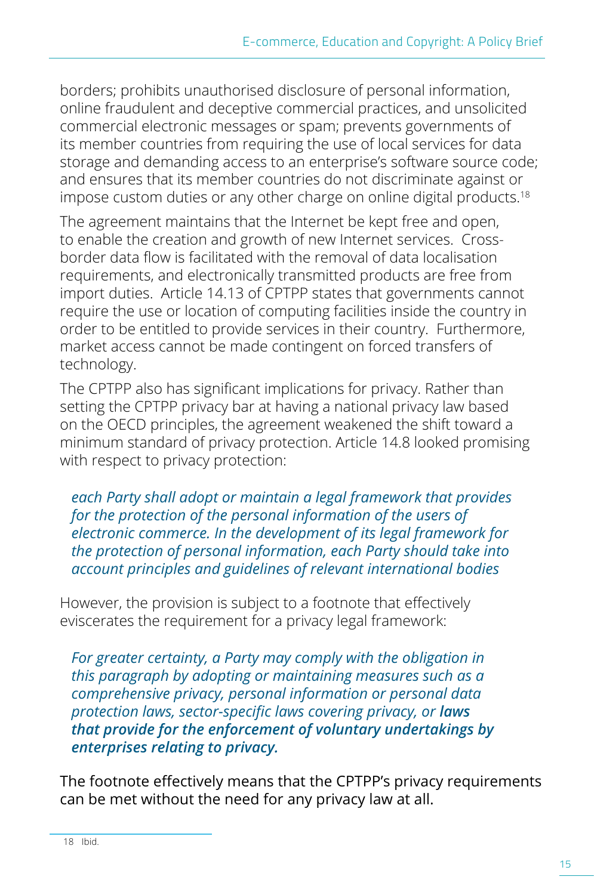borders; prohibits unauthorised disclosure of personal information, online fraudulent and deceptive commercial practices, and unsolicited commercial electronic messages or spam; prevents governments of its member countries from requiring the use of local services for data storage and demanding access to an enterprise's software source code; and ensures that its member countries do not discriminate against or impose custom duties or any other charge on online digital products.[18]

The agreement maintains that the Internet be kept free and open, to enable the creation and growth of new Internet services. Cross-border data flow is facilitated with the removal of data localisation requirements, and electronically transmitted products are free from import duties. Article 14.13 of CPTPP states that governments cannot require the use or location of computing facilities inside the country in order to be entitled to provide services in their country. Furthermore, market access cannot be made contingent on forced transfers of technology.

The CPTPP also has significant implications for privacy. Rather than setting the CPTPP privacy bar at having a national privacy law based on the OECD principles, the agreement weakened the shift toward a minimum standard of privacy protection. Article 14.8 looked promising with respect to privacy protection:

> *each Party shall adopt or maintain a legal framework that provides for the protection of the personal information of the users of electronic commerce. In the development of its legal framework for the protection of personal information, each Party should take into account principles and guidelines of relevant international bodies*

However, the provision is subject to a footnote that effectively eviscerates the requirement for a privacy legal framework:

> *For greater certainty, a Party may comply with the obligation in this paragraph by adopting or maintaining measures such as a comprehensive privacy, personal information or personal data protection laws, sector-specific laws covering privacy, or* ***laws that provide for the enforcement of voluntary undertakings by enterprises relating to privacy.***

The footnote effectively means that the CPTPP's privacy requirements can be met without the need for any privacy law at all.

18 Ibid.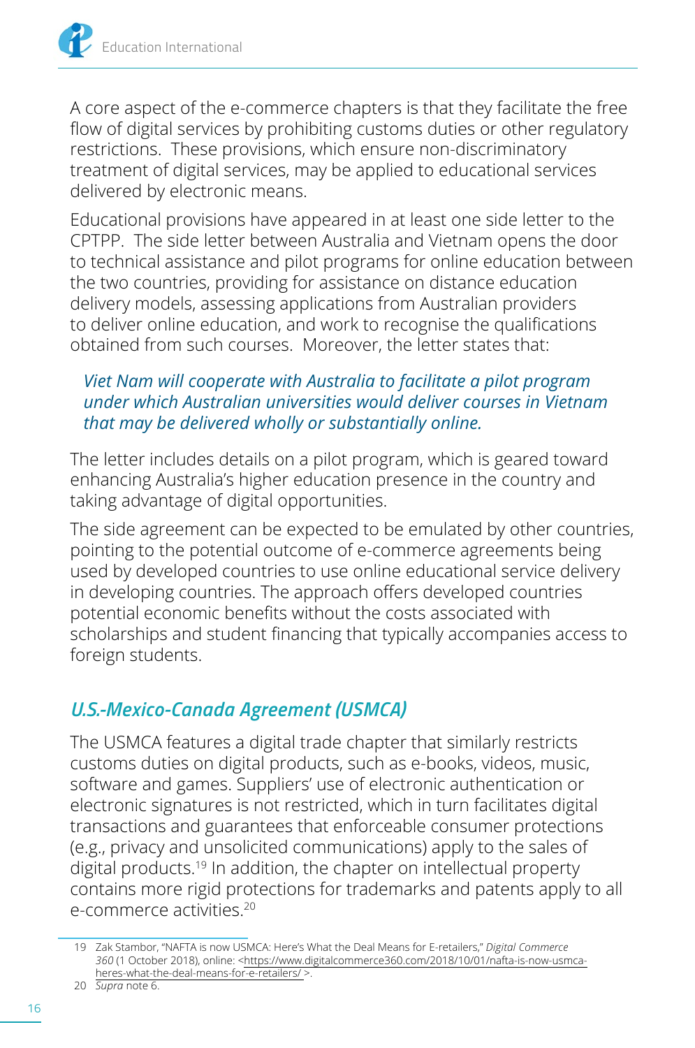A core aspect of the e-commerce chapters is that they facilitate the free flow of digital services by prohibiting customs duties or other regulatory restrictions. These provisions, which ensure non-discriminatory treatment of digital services, may be applied to educational services delivered by electronic means.

Educational provisions have appeared in at least one side letter to the CPTPP. The side letter between Australia and Vietnam opens the door to technical assistance and pilot programs for online education between the two countries, providing for assistance on distance education delivery models, assessing applications from Australian providers to deliver online education, and work to recognise the qualifications obtained from such courses. Moreover, the letter states that:

> *Viet Nam will cooperate with Australia to facilitate a pilot program under which Australian universities would deliver courses in Vietnam that may be delivered wholly or substantially online.*

The letter includes details on a pilot program, which is geared toward enhancing Australia's higher education presence in the country and taking advantage of digital opportunities.

The side agreement can be expected to be emulated by other countries, pointing to the potential outcome of e-commerce agreements being used by developed countries to use online educational service delivery in developing countries. The approach offers developed countries potential economic benefits without the costs associated with scholarships and student financing that typically accompanies access to foreign students.

### *U.S.-Mexico-Canada Agreement (USMCA)*

The USMCA features a digital trade chapter that similarly restricts customs duties on digital products, such as e-books, videos, music, software and games. Suppliers' use of electronic authentication or electronic signatures is not restricted, which in turn facilitates digital transactions and guarantees that enforceable consumer protections (e.g., privacy and unsolicited communications) apply to the sales of digital products.[19] In addition, the chapter on intellectual property contains more rigid protections for trademarks and patents apply to all e-commerce activities.[20]

---

19 Zak Stambor, "NAFTA is now USMCA: Here's What the Deal Means for E-retailers," *Digital Commerce 360* (1 October 2018), online: <https://www.digitalcommerce360.com/2018/10/01/nafta-is-now-usmca-heres-what-the-deal-means-for-e-retailers/ >.

20 *Supra* note 6.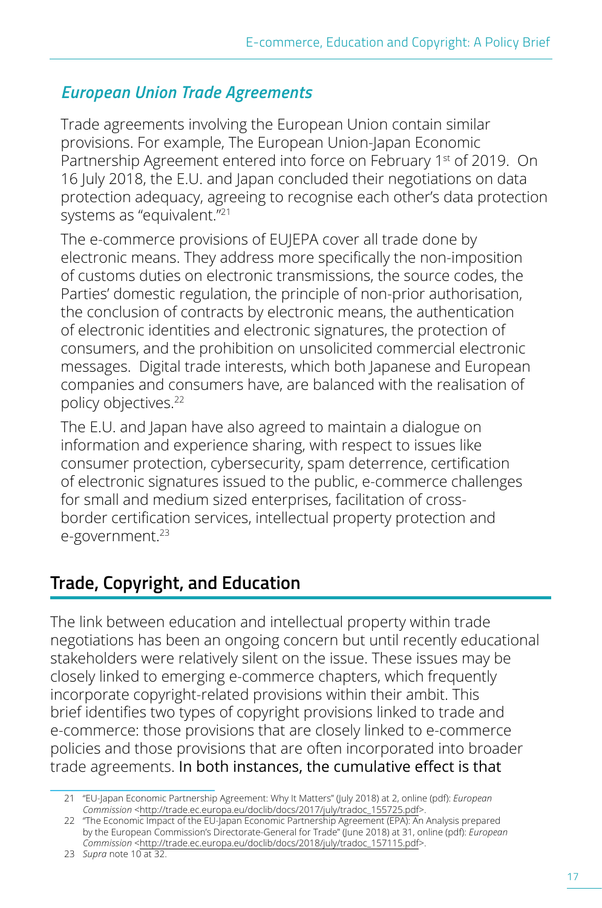### *European Union Trade Agreements*

Trade agreements involving the European Union contain similar provisions. For example, The European Union-Japan Economic Partnership Agreement entered into force on February 1st of 2019. On 16 July 2018, the E.U. and Japan concluded their negotiations on data protection adequacy, agreeing to recognise each other's data protection systems as "equivalent."[21]

The e-commerce provisions of EUJEPA cover all trade done by electronic means. They address more specifically the non-imposition of customs duties on electronic transmissions, the source codes, the Parties' domestic regulation, the principle of non-prior authorisation, the conclusion of contracts by electronic means, the authentication of electronic identities and electronic signatures, the protection of consumers, and the prohibition on unsolicited commercial electronic messages. Digital trade interests, which both Japanese and European companies and consumers have, are balanced with the realisation of policy objectives.[22]

The E.U. and Japan have also agreed to maintain a dialogue on information and experience sharing, with respect to issues like consumer protection, cybersecurity, spam deterrence, certification of electronic signatures issued to the public, e-commerce challenges for small and medium sized enterprises, facilitation of cross-border certification services, intellectual property protection and e-government.[23]

## Trade, Copyright, and Education

The link between education and intellectual property within trade negotiations has been an ongoing concern but until recently educational stakeholders were relatively silent on the issue. These issues may be closely linked to emerging e-commerce chapters, which frequently incorporate copyright-related provisions within their ambit. This brief identifies two types of copyright provisions linked to trade and e-commerce: those provisions that are closely linked to e-commerce policies and those provisions that are often incorporated into broader trade agreements. In both instances, the cumulative effect is that

---

21 "EU-Japan Economic Partnership Agreement: Why It Matters" (July 2018) at 2, online (pdf): *European Commission* <http://trade.ec.europa.eu/doclib/docs/2017/july/tradoc_155725.pdf>.

22 "The Economic Impact of the EU-Japan Economic Partnership Agreement (EPA): An Analysis prepared by the European Commission's Directorate-General for Trade" (June 2018) at 31, online (pdf): *European Commission* <http://trade.ec.europa.eu/doclib/docs/2018/july/tradoc_157115.pdf>.

23 *Supra* note 10 at 32.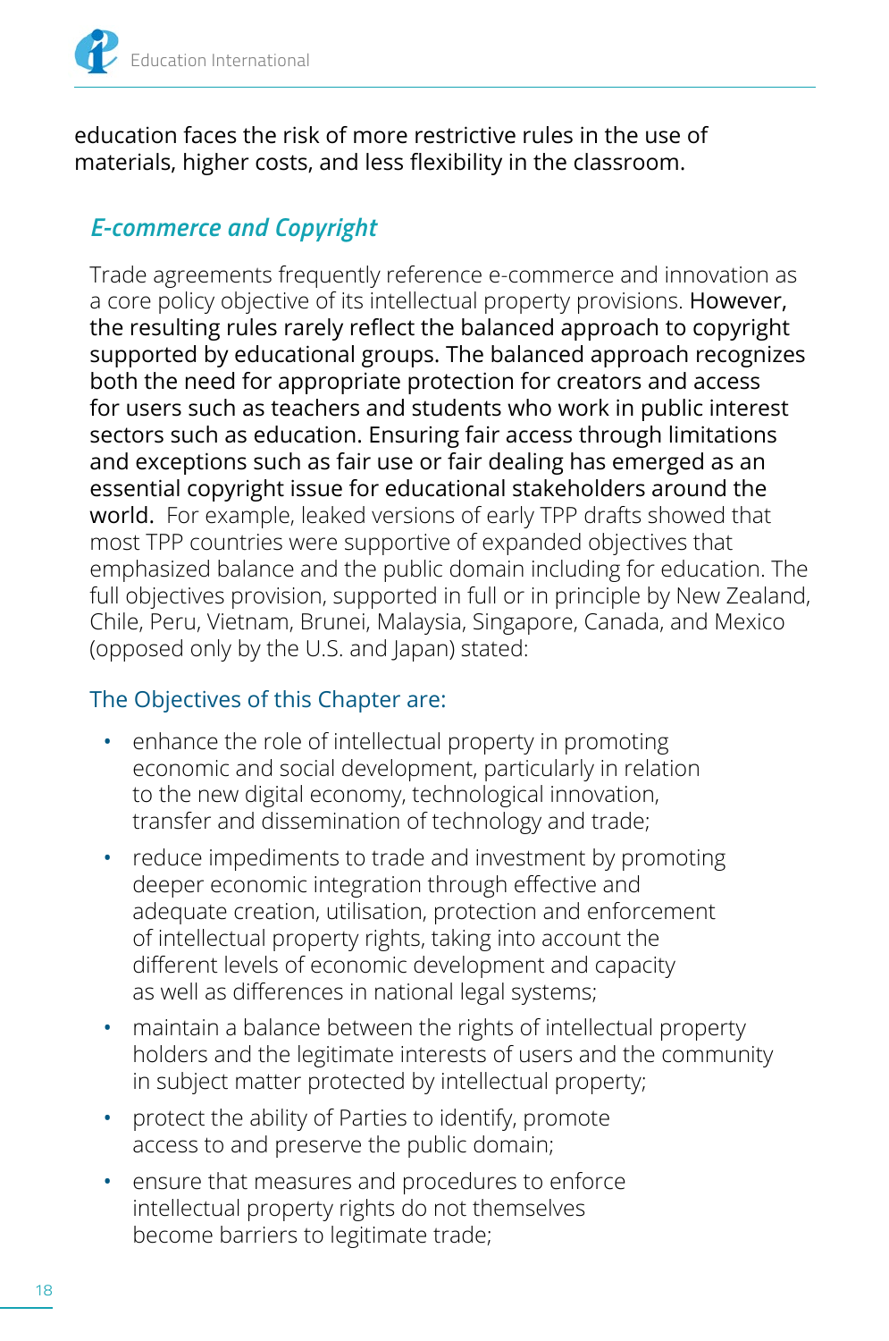education faces the risk of more restrictive rules in the use of materials, higher costs, and less flexibility in the classroom.

## *E-commerce and Copyright*

Trade agreements frequently reference e-commerce and innovation as a core policy objective of its intellectual property provisions. However, the resulting rules rarely reflect the balanced approach to copyright supported by educational groups. The balanced approach recognizes both the need for appropriate protection for creators and access for users such as teachers and students who work in public interest sectors such as education. Ensuring fair access through limitations and exceptions such as fair use or fair dealing has emerged as an essential copyright issue for educational stakeholders around the world. For example, leaked versions of early TPP drafts showed that most TPP countries were supportive of expanded objectives that emphasized balance and the public domain including for education. The full objectives provision, supported in full or in principle by New Zealand, Chile, Peru, Vietnam, Brunei, Malaysia, Singapore, Canada, and Mexico (opposed only by the U.S. and Japan) stated:

### The Objectives of this Chapter are:

- enhance the role of intellectual property in promoting economic and social development, particularly in relation to the new digital economy, technological innovation, transfer and dissemination of technology and trade;
- reduce impediments to trade and investment by promoting deeper economic integration through effective and adequate creation, utilisation, protection and enforcement of intellectual property rights, taking into account the different levels of economic development and capacity as well as differences in national legal systems;
- maintain a balance between the rights of intellectual property holders and the legitimate interests of users and the community in subject matter protected by intellectual property;
- protect the ability of Parties to identify, promote access to and preserve the public domain;
- ensure that measures and procedures to enforce intellectual property rights do not themselves become barriers to legitimate trade;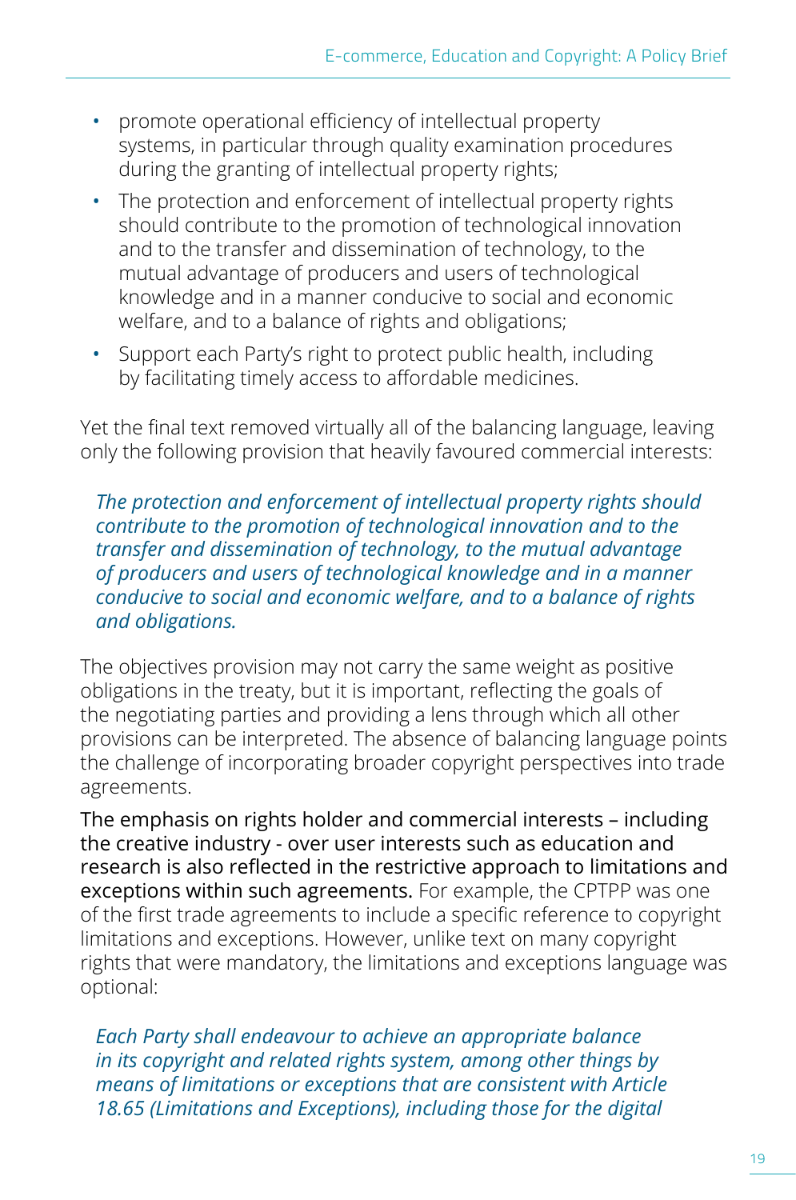- promote operational efficiency of intellectual property systems, in particular through quality examination procedures during the granting of intellectual property rights;
- The protection and enforcement of intellectual property rights should contribute to the promotion of technological innovation and to the transfer and dissemination of technology, to the mutual advantage of producers and users of technological knowledge and in a manner conducive to social and economic welfare, and to a balance of rights and obligations;
- Support each Party's right to protect public health, including by facilitating timely access to affordable medicines.

Yet the final text removed virtually all of the balancing language, leaving only the following provision that heavily favoured commercial interests:

> *The protection and enforcement of intellectual property rights should contribute to the promotion of technological innovation and to the transfer and dissemination of technology, to the mutual advantage of producers and users of technological knowledge and in a manner conducive to social and economic welfare, and to a balance of rights and obligations.*

The objectives provision may not carry the same weight as positive obligations in the treaty, but it is important, reflecting the goals of the negotiating parties and providing a lens through which all other provisions can be interpreted. The absence of balancing language points the challenge of incorporating broader copyright perspectives into trade agreements.

The emphasis on rights holder and commercial interests – including the creative industry - over user interests such as education and research is also reflected in the restrictive approach to limitations and exceptions within such agreements. For example, the CPTPP was one of the first trade agreements to include a specific reference to copyright limitations and exceptions. However, unlike text on many copyright rights that were mandatory, the limitations and exceptions language was optional:

> *Each Party shall endeavour to achieve an appropriate balance in its copyright and related rights system, among other things by means of limitations or exceptions that are consistent with Article 18.65 (Limitations and Exceptions), including those for the digital*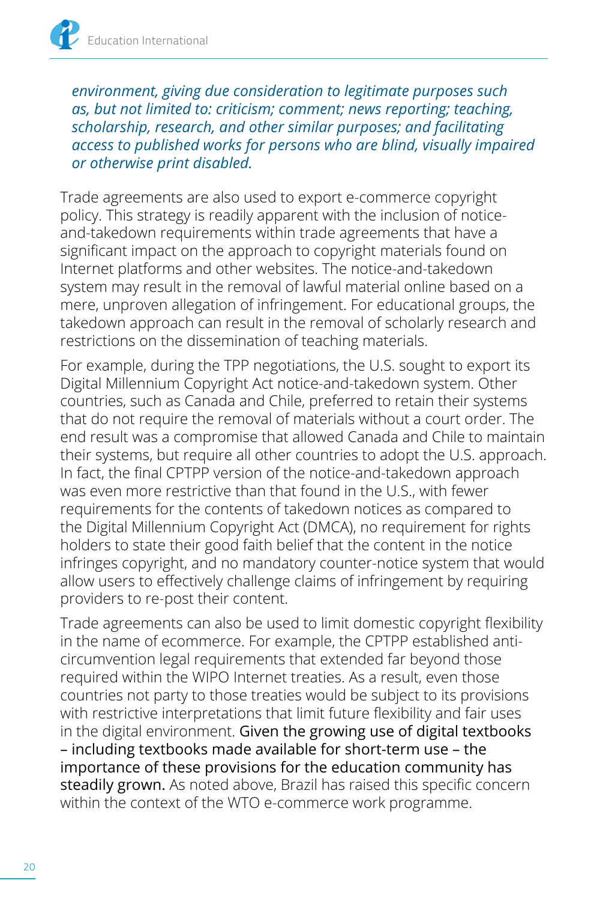*environment, giving due consideration to legitimate purposes such as, but not limited to: criticism; comment; news reporting; teaching, scholarship, research, and other similar purposes; and facilitating access to published works for persons who are blind, visually impaired or otherwise print disabled.*

Trade agreements are also used to export e-commerce copyright policy. This strategy is readily apparent with the inclusion of notice-and-takedown requirements within trade agreements that have a significant impact on the approach to copyright materials found on Internet platforms and other websites. The notice-and-takedown system may result in the removal of lawful material online based on a mere, unproven allegation of infringement. For educational groups, the takedown approach can result in the removal of scholarly research and restrictions on the dissemination of teaching materials.

For example, during the TPP negotiations, the U.S. sought to export its Digital Millennium Copyright Act notice-and-takedown system. Other countries, such as Canada and Chile, preferred to retain their systems that do not require the removal of materials without a court order. The end result was a compromise that allowed Canada and Chile to maintain their systems, but require all other countries to adopt the U.S. approach. In fact, the final CPTPP version of the notice-and-takedown approach was even more restrictive than that found in the U.S., with fewer requirements for the contents of takedown notices as compared to the Digital Millennium Copyright Act (DMCA), no requirement for rights holders to state their good faith belief that the content in the notice infringes copyright, and no mandatory counter-notice system that would allow users to effectively challenge claims of infringement by requiring providers to re-post their content.

Trade agreements can also be used to limit domestic copyright flexibility in the name of ecommerce. For example, the CPTPP established anti-circumvention legal requirements that extended far beyond those required within the WIPO Internet treaties. As a result, even those countries not party to those treaties would be subject to its provisions with restrictive interpretations that limit future flexibility and fair uses in the digital environment. Given the growing use of digital textbooks – including textbooks made available for short-term use – the importance of these provisions for the education community has steadily grown. As noted above, Brazil has raised this specific concern within the context of the WTO e-commerce work programme.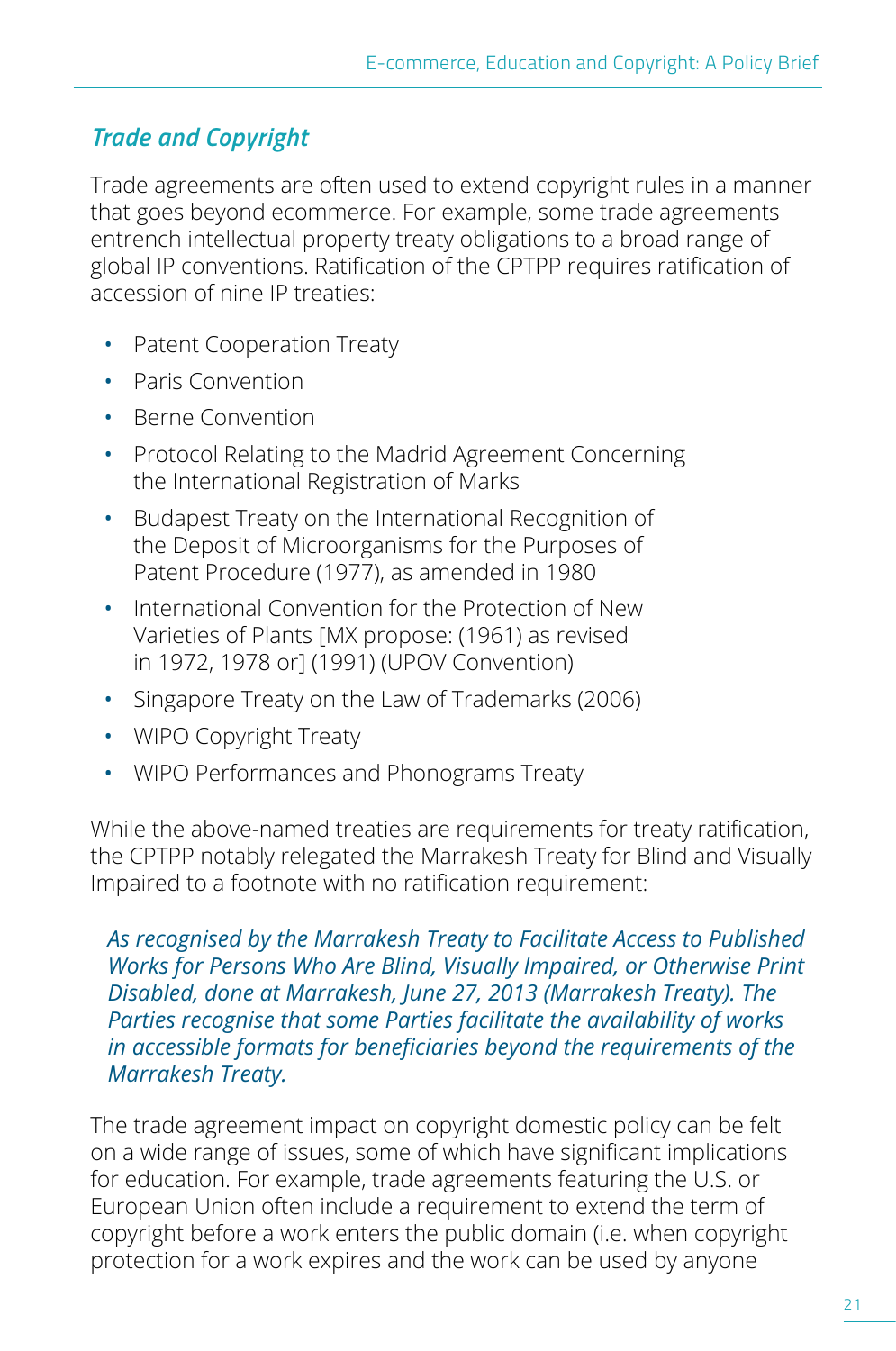### *Trade and Copyright*

Trade agreements are often used to extend copyright rules in a manner that goes beyond ecommerce. For example, some trade agreements entrench intellectual property treaty obligations to a broad range of global IP conventions. Ratification of the CPTPP requires ratification of accession of nine IP treaties:

- Patent Cooperation Treaty
- Paris Convention
- Berne Convention
- Protocol Relating to the Madrid Agreement Concerning the International Registration of Marks
- Budapest Treaty on the International Recognition of the Deposit of Microorganisms for the Purposes of Patent Procedure (1977), as amended in 1980
- International Convention for the Protection of New Varieties of Plants [MX propose: (1961) as revised in 1972, 1978 or] (1991) (UPOV Convention)
- Singapore Treaty on the Law of Trademarks (2006)
- WIPO Copyright Treaty
- WIPO Performances and Phonograms Treaty

While the above-named treaties are requirements for treaty ratification, the CPTPP notably relegated the Marrakesh Treaty for Blind and Visually Impaired to a footnote with no ratification requirement:

> *As recognised by the Marrakesh Treaty to Facilitate Access to Published Works for Persons Who Are Blind, Visually Impaired, or Otherwise Print Disabled, done at Marrakesh, June 27, 2013 (Marrakesh Treaty). The Parties recognise that some Parties facilitate the availability of works in accessible formats for beneficiaries beyond the requirements of the Marrakesh Treaty.*

The trade agreement impact on copyright domestic policy can be felt on a wide range of issues, some of which have significant implications for education. For example, trade agreements featuring the U.S. or European Union often include a requirement to extend the term of copyright before a work enters the public domain (i.e. when copyright protection for a work expires and the work can be used by anyone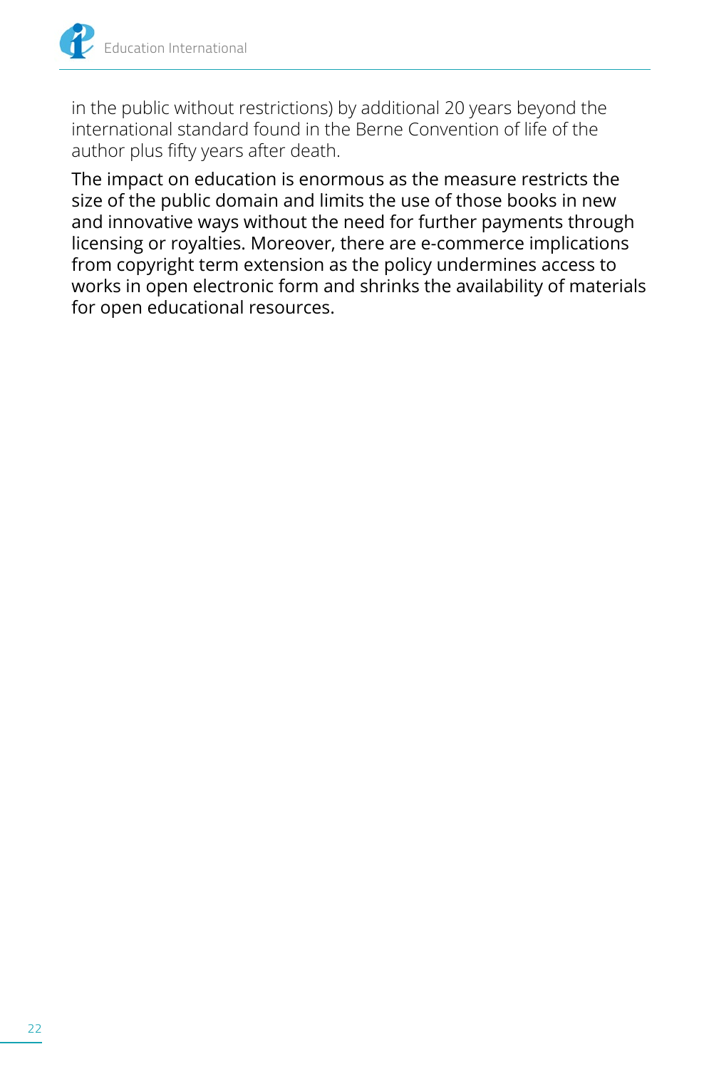in the public without restrictions) by additional 20 years beyond the international standard found in the Berne Convention of life of the author plus fifty years after death.

The impact on education is enormous as the measure restricts the size of the public domain and limits the use of those books in new and innovative ways without the need for further payments through licensing or royalties. Moreover, there are e-commerce implications from copyright term extension as the policy undermines access to works in open electronic form and shrinks the availability of materials for open educational resources.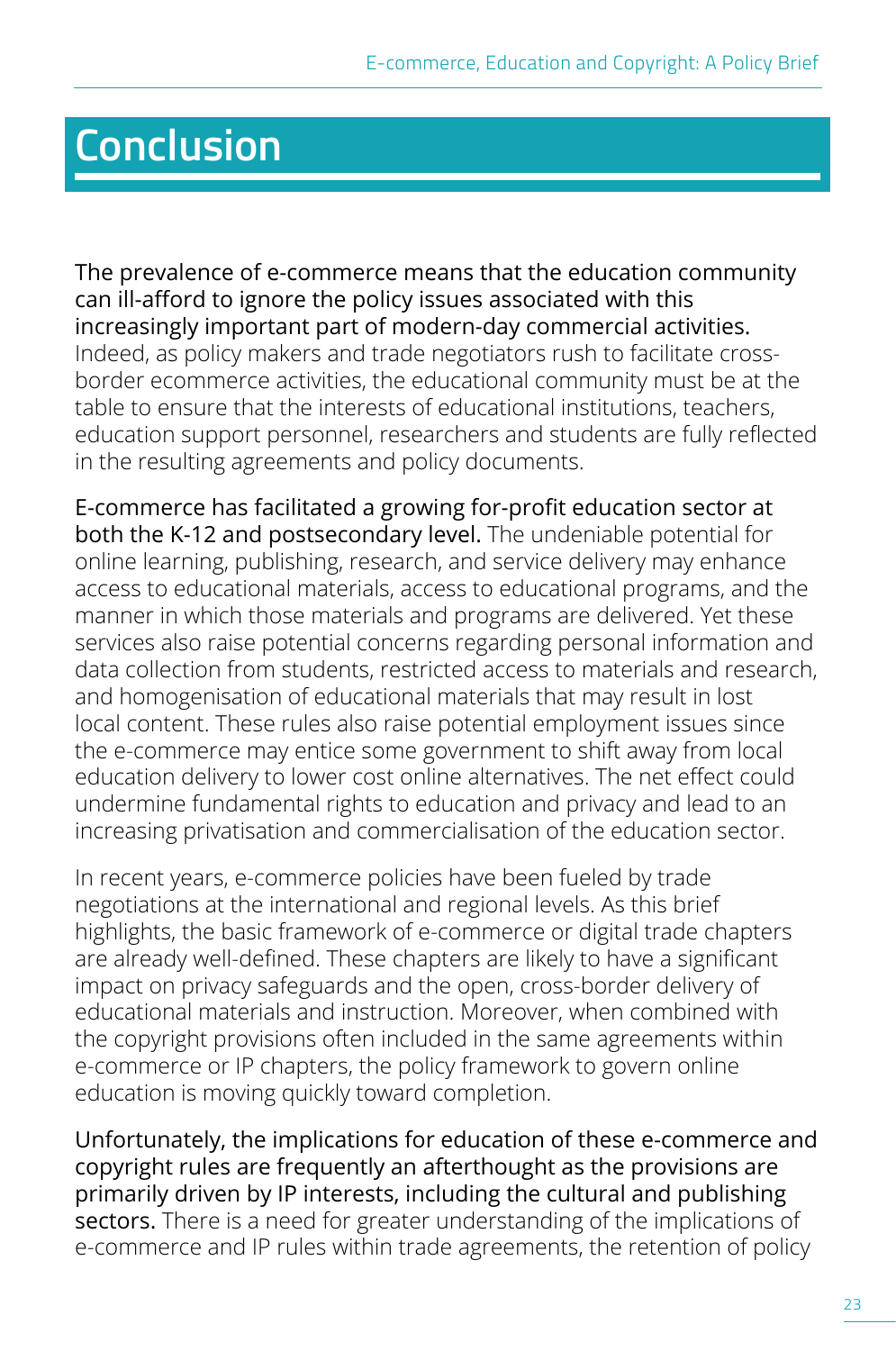# Conclusion

The prevalence of e-commerce means that the education community can ill-afford to ignore the policy issues associated with this increasingly important part of modern-day commercial activities. Indeed, as policy makers and trade negotiators rush to facilitate cross-border ecommerce activities, the educational community must be at the table to ensure that the interests of educational institutions, teachers, education support personnel, researchers and students are fully reflected in the resulting agreements and policy documents.

E-commerce has facilitated a growing for-profit education sector at both the K-12 and postsecondary level. The undeniable potential for online learning, publishing, research, and service delivery may enhance access to educational materials, access to educational programs, and the manner in which those materials and programs are delivered. Yet these services also raise potential concerns regarding personal information and data collection from students, restricted access to materials and research, and homogenisation of educational materials that may result in lost local content. These rules also raise potential employment issues since the e-commerce may entice some government to shift away from local education delivery to lower cost online alternatives. The net effect could undermine fundamental rights to education and privacy and lead to an increasing privatisation and commercialisation of the education sector.

In recent years, e-commerce policies have been fueled by trade negotiations at the international and regional levels. As this brief highlights, the basic framework of e-commerce or digital trade chapters are already well-defined. These chapters are likely to have a significant impact on privacy safeguards and the open, cross-border delivery of educational materials and instruction. Moreover, when combined with the copyright provisions often included in the same agreements within e-commerce or IP chapters, the policy framework to govern online education is moving quickly toward completion.

Unfortunately, the implications for education of these e-commerce and copyright rules are frequently an afterthought as the provisions are primarily driven by IP interests, including the cultural and publishing sectors. There is a need for greater understanding of the implications of e-commerce and IP rules within trade agreements, the retention of policy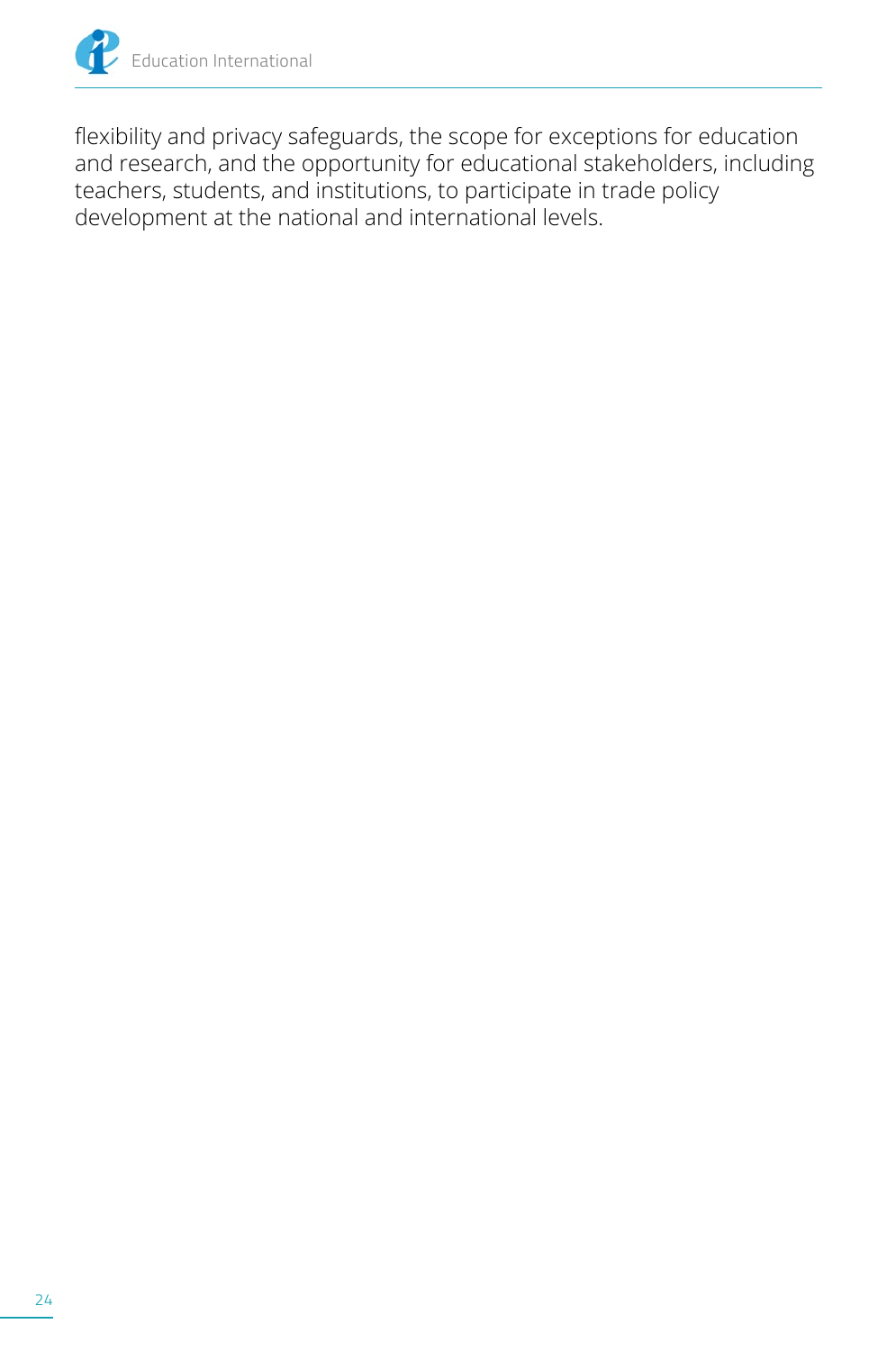flexibility and privacy safeguards, the scope for exceptions for education and research, and the opportunity for educational stakeholders, including teachers, students, and institutions, to participate in trade policy development at the national and international levels.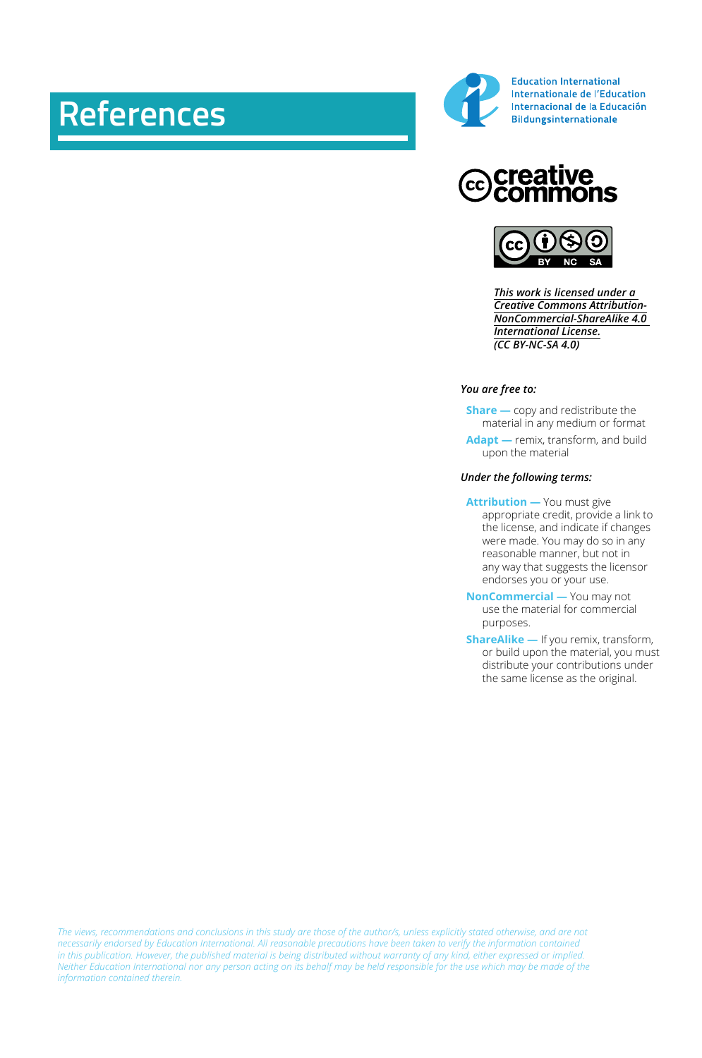# References

Education International
Internationale de l'Education
Internacional de la Educación
Bildungsinternationale

creative commons

*This work is licensed under a Creative Commons Attribution-NonCommercial-ShareAlike 4.0 International License. (CC BY-NC-SA 4.0)*

***You are free to:***

- **Share —** copy and redistribute the material in any medium or format
- **Adapt —** remix, transform, and build upon the material

***Under the following terms:***

- **Attribution —** You must give appropriate credit, provide a link to the license, and indicate if changes were made. You may do so in any reasonable manner, but not in any way that suggests the licensor endorses you or your use.
- **NonCommercial —** You may not use the material for commercial purposes.
- **ShareAlike —** If you remix, transform, or build upon the material, you must distribute your contributions under the same license as the original.

*The views, recommendations and conclusions in this study are those of the author/s, unless explicitly stated otherwise, and are not necessarily endorsed by Education International. All reasonable precautions have been taken to verify the information contained in this publication. However, the published material is being distributed without warranty of any kind, either expressed or implied. Neither Education International nor any person acting on its behalf may be held responsible for the use which may be made of the information contained therein.*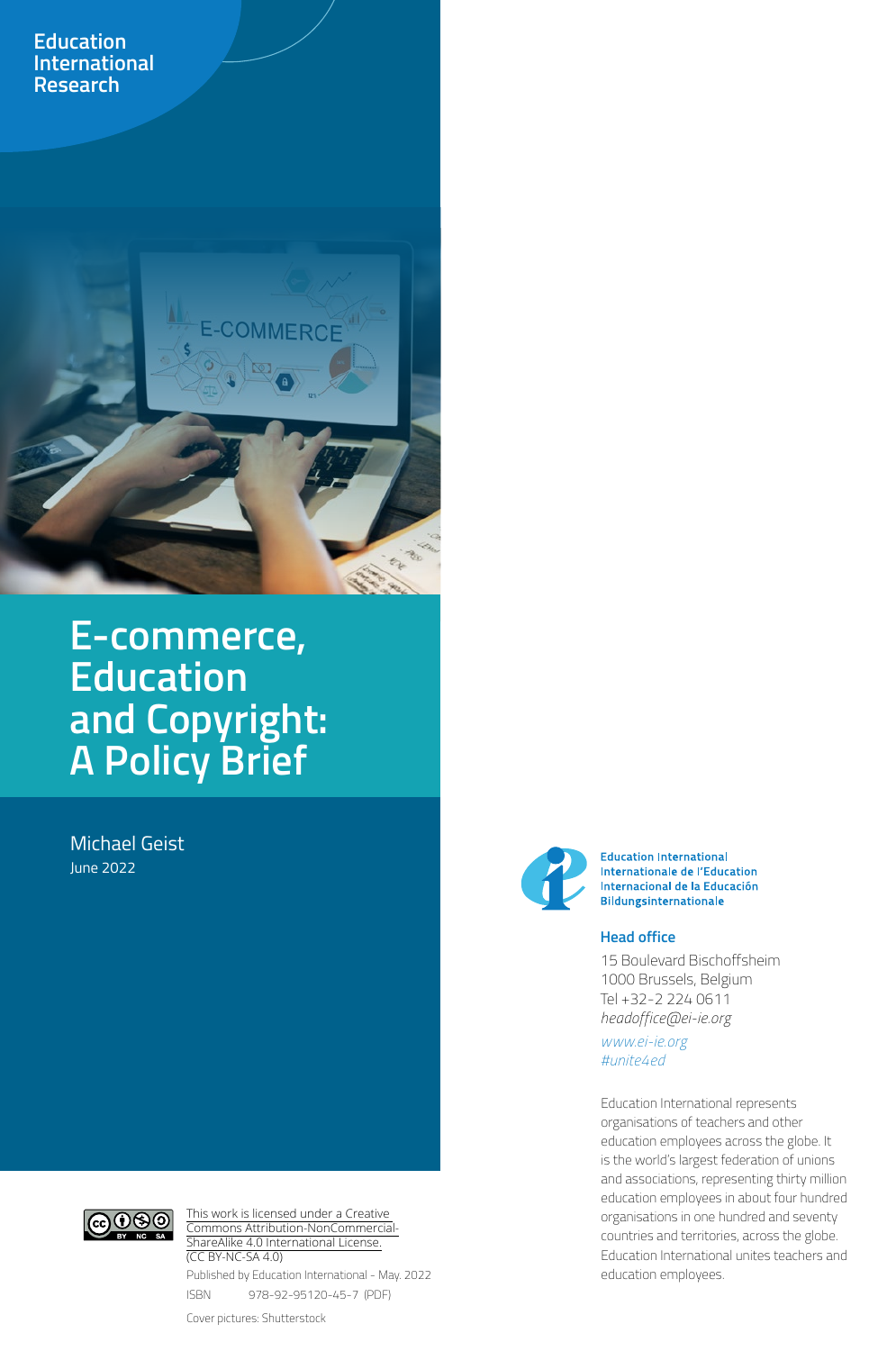Education International Research

# E-commerce, Education and Copyright: A Policy Brief

Michael Geist

June 2022

This work is licensed under a Creative Commons Attribution-NonCommercial-ShareAlike 4.0 International License. (CC BY-NC-SA 4.0)

Published by Education International - May. 2022

ISBN 978-92-95120-45-7 (PDF)

Cover pictures: Shutterstock

Education International
Internationale de l'Education
Internacional de la Educación
Bildungsinternationale

**Head office**

15 Boulevard Bischoffsheim
1000 Brussels, Belgium
Tel +32-2 224 0611
*headoffice@ei-ie.org*

*www.ei-ie.org*
*#unite4ed*

Education International represents organisations of teachers and other education employees across the globe. It is the world's largest federation of unions and associations, representing thirty million education employees in about four hundred organisations in one hundred and seventy countries and territories, across the globe. Education International unites teachers and education employees.